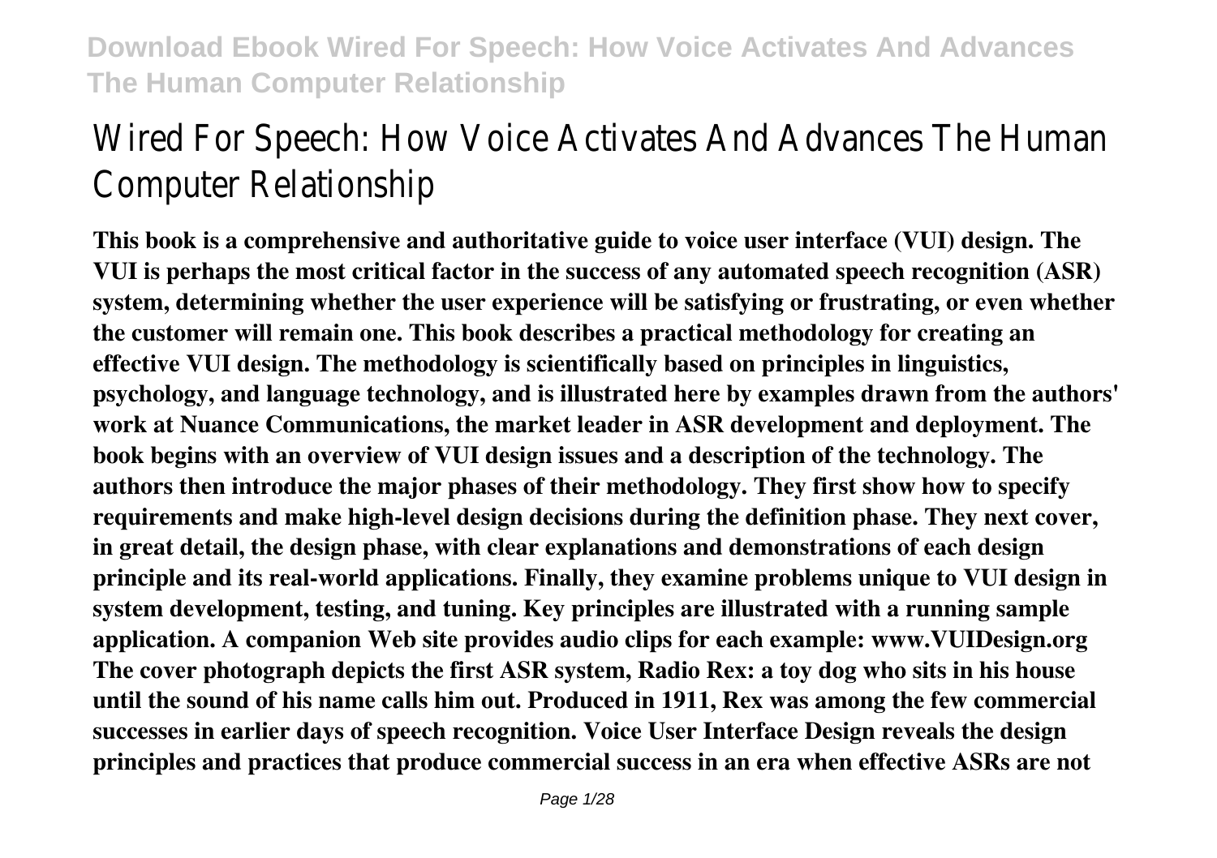# Wired For Speech: How Voice Activates And Advances The Human Computer Relationship

**This book is a comprehensive and authoritative guide to voice user interface (VUI) design. The VUI is perhaps the most critical factor in the success of any automated speech recognition (ASR) system, determining whether the user experience will be satisfying or frustrating, or even whether the customer will remain one. This book describes a practical methodology for creating an effective VUI design. The methodology is scientifically based on principles in linguistics, psychology, and language technology, and is illustrated here by examples drawn from the authors' work at Nuance Communications, the market leader in ASR development and deployment. The book begins with an overview of VUI design issues and a description of the technology. The authors then introduce the major phases of their methodology. They first show how to specify requirements and make high-level design decisions during the definition phase. They next cover, in great detail, the design phase, with clear explanations and demonstrations of each design principle and its real-world applications. Finally, they examine problems unique to VUI design in system development, testing, and tuning. Key principles are illustrated with a running sample application. A companion Web site provides audio clips for each example: www.VUIDesign.org The cover photograph depicts the first ASR system, Radio Rex: a toy dog who sits in his house until the sound of his name calls him out. Produced in 1911, Rex was among the few commercial successes in earlier days of speech recognition. Voice User Interface Design reveals the design principles and practices that produce commercial success in an era when effective ASRs are not**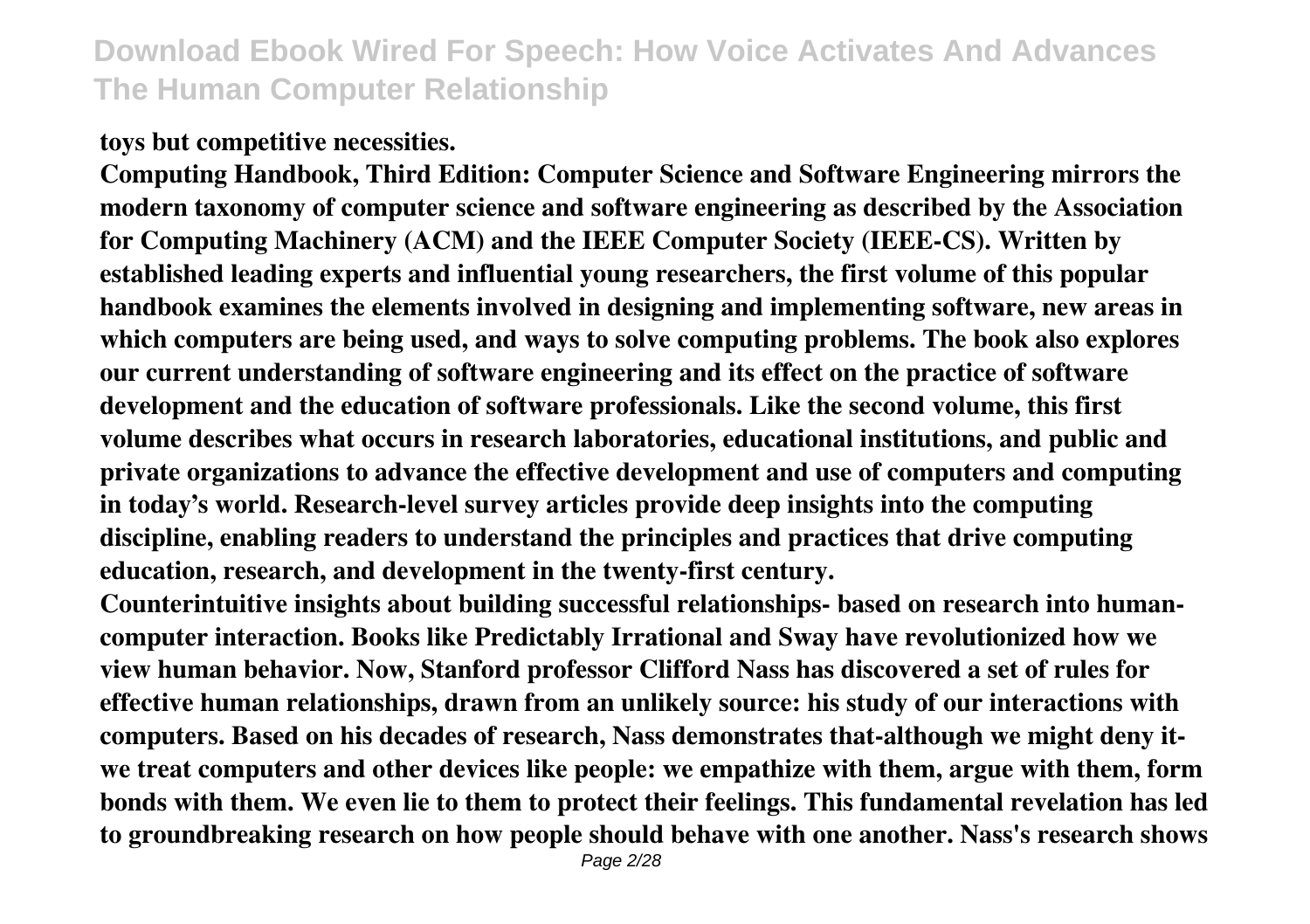**toys but competitive necessities.**

**Computing Handbook, Third Edition: Computer Science and Software Engineering mirrors the modern taxonomy of computer science and software engineering as described by the Association for Computing Machinery (ACM) and the IEEE Computer Society (IEEE-CS). Written by established leading experts and influential young researchers, the first volume of this popular handbook examines the elements involved in designing and implementing software, new areas in which computers are being used, and ways to solve computing problems. The book also explores our current understanding of software engineering and its effect on the practice of software development and the education of software professionals. Like the second volume, this first volume describes what occurs in research laboratories, educational institutions, and public and private organizations to advance the effective development and use of computers and computing in today's world. Research-level survey articles provide deep insights into the computing discipline, enabling readers to understand the principles and practices that drive computing education, research, and development in the twenty-first century.**

**Counterintuitive insights about building successful relationships- based on research into human-computer interaction. Books like Predictably Irrational and Sway have revolutionized how we view human behavior. Now, Stanford professor Clifford Nass has discovered a set of rules for effective human relationships, drawn from an unlikely source: his study of our interactions with computers. Based on his decades of research, Nass demonstrates that-although we might deny it-we treat computers and other devices like people: we empathize with them, argue with them, form bonds with them. We even lie to them to protect their feelings. This fundamental revelation has led to groundbreaking research on how people should behave with one another. Nass's research shows**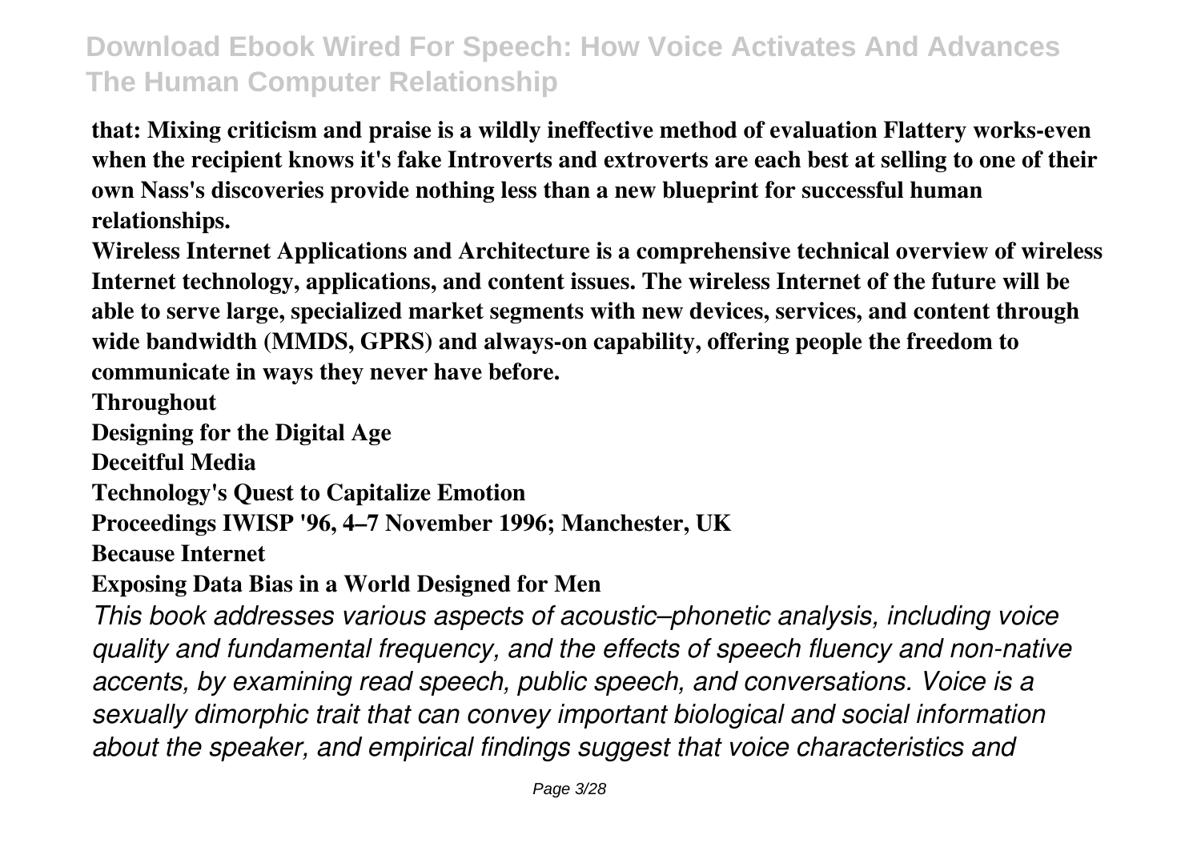**that: Mixing criticism and praise is a wildly ineffective method of evaluation Flattery works-even when the recipient knows it's fake Introverts and extroverts are each best at selling to one of their own Nass's discoveries provide nothing less than a new blueprint for successful human relationships.**

**Wireless Internet Applications and Architecture is a comprehensive technical overview of wireless Internet technology, applications, and content issues. The wireless Internet of the future will be able to serve large, specialized market segments with new devices, services, and content through wide bandwidth (MMDS, GPRS) and always-on capability, offering people the freedom to communicate in ways they never have before.**

**Throughout**

**Designing for the Digital Age**

**Deceitful Media**

**Technology's Quest to Capitalize Emotion**

**Proceedings IWISP '96, 4–7 November 1996; Manchester, UK**

**Because Internet**

**Exposing Data Bias in a World Designed for Men**

*This book addresses various aspects of acoustic–phonetic analysis, including voice quality and fundamental frequency, and the effects of speech fluency and non-native accents, by examining read speech, public speech, and conversations. Voice is a sexually dimorphic trait that can convey important biological and social information about the speaker, and empirical findings suggest that voice characteristics and*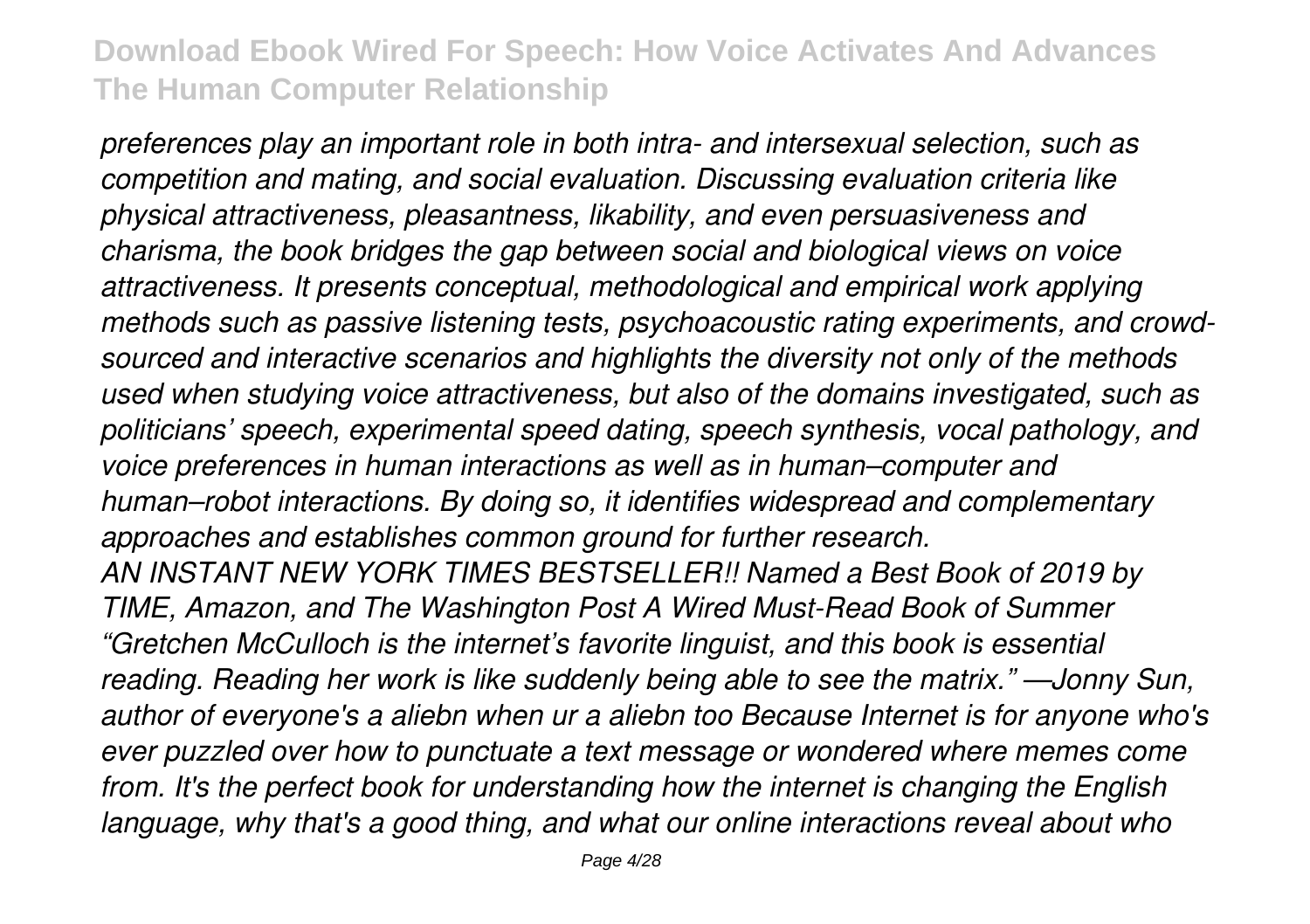*preferences play an important role in both intra- and intersexual selection, such as competition and mating, and social evaluation. Discussing evaluation criteria like physical attractiveness, pleasantness, likability, and even persuasiveness and charisma, the book bridges the gap between social and biological views on voice attractiveness. It presents conceptual, methodological and empirical work applying methods such as passive listening tests, psychoacoustic rating experiments, and crowd-sourced and interactive scenarios and highlights the diversity not only of the methods used when studying voice attractiveness, but also of the domains investigated, such as politicians' speech, experimental speed dating, speech synthesis, vocal pathology, and voice preferences in human interactions as well as in human–computer and human–robot interactions. By doing so, it identifies widespread and complementary approaches and establishes common ground for further research.*

*AN INSTANT NEW YORK TIMES BESTSELLER!! Named a Best Book of 2019 by TIME, Amazon, and The Washington Post A Wired Must-Read Book of Summer "Gretchen McCulloch is the internet's favorite linguist, and this book is essential reading. Reading her work is like suddenly being able to see the matrix." —Jonny Sun, author of everyone's a aliebn when ur a aliebn too Because Internet is for anyone who's ever puzzled over how to punctuate a text message or wondered where memes come from. It's the perfect book for understanding how the internet is changing the English language, why that's a good thing, and what our online interactions reveal about who*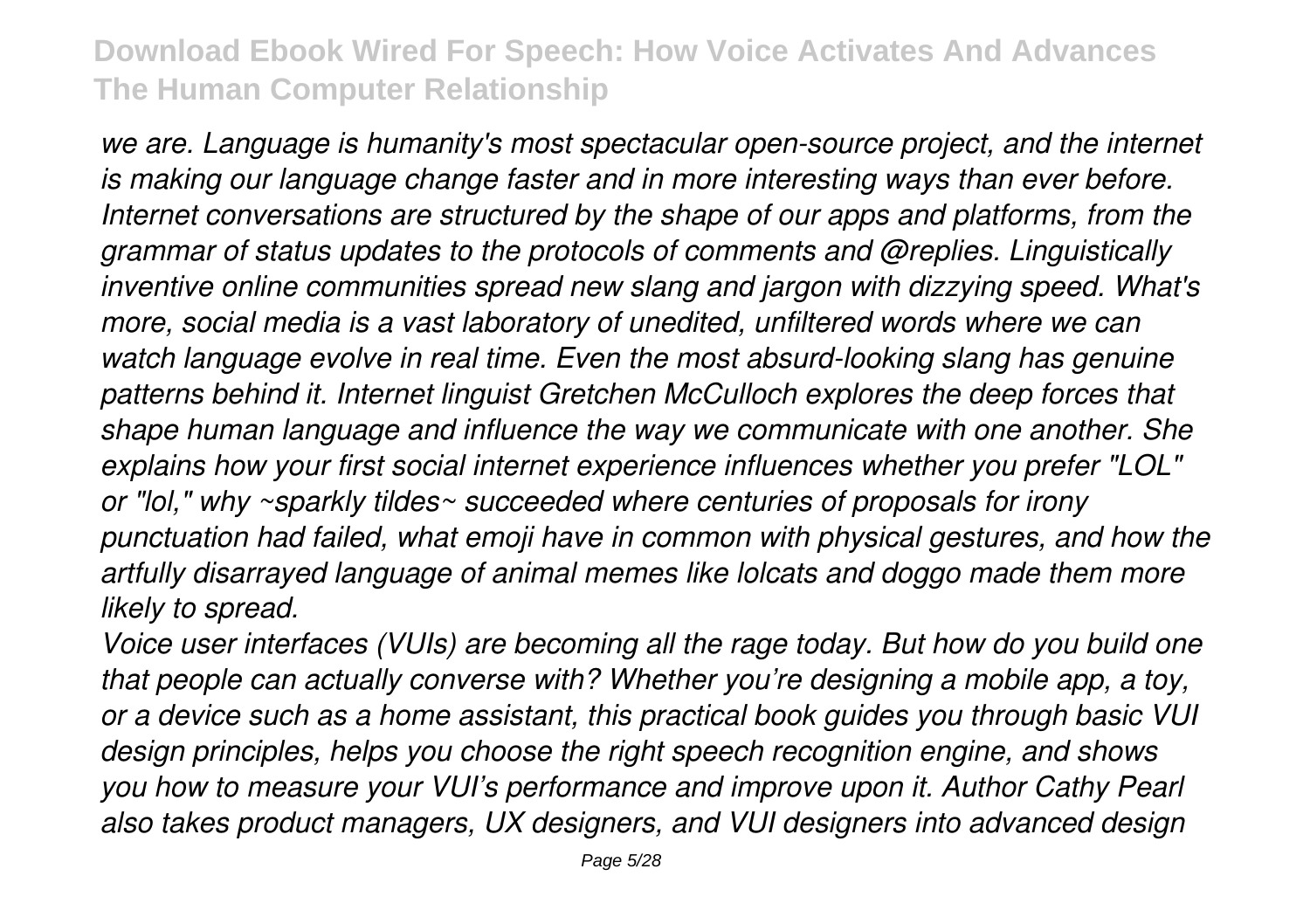*we are. Language is humanity's most spectacular open-source project, and the internet is making our language change faster and in more interesting ways than ever before. Internet conversations are structured by the shape of our apps and platforms, from the grammar of status updates to the protocols of comments and @replies. Linguistically inventive online communities spread new slang and jargon with dizzying speed. What's more, social media is a vast laboratory of unedited, unfiltered words where we can watch language evolve in real time. Even the most absurd-looking slang has genuine patterns behind it. Internet linguist Gretchen McCulloch explores the deep forces that shape human language and influence the way we communicate with one another. She explains how your first social internet experience influences whether you prefer "LOL" or "lol," why ~sparkly tildes~ succeeded where centuries of proposals for irony punctuation had failed, what emoji have in common with physical gestures, and how the artfully disarrayed language of animal memes like lolcats and doggo made them more likely to spread.*

*Voice user interfaces (VUIs) are becoming all the rage today. But how do you build one that people can actually converse with? Whether you're designing a mobile app, a toy, or a device such as a home assistant, this practical book guides you through basic VUI design principles, helps you choose the right speech recognition engine, and shows you how to measure your VUI's performance and improve upon it. Author Cathy Pearl also takes product managers, UX designers, and VUI designers into advanced design*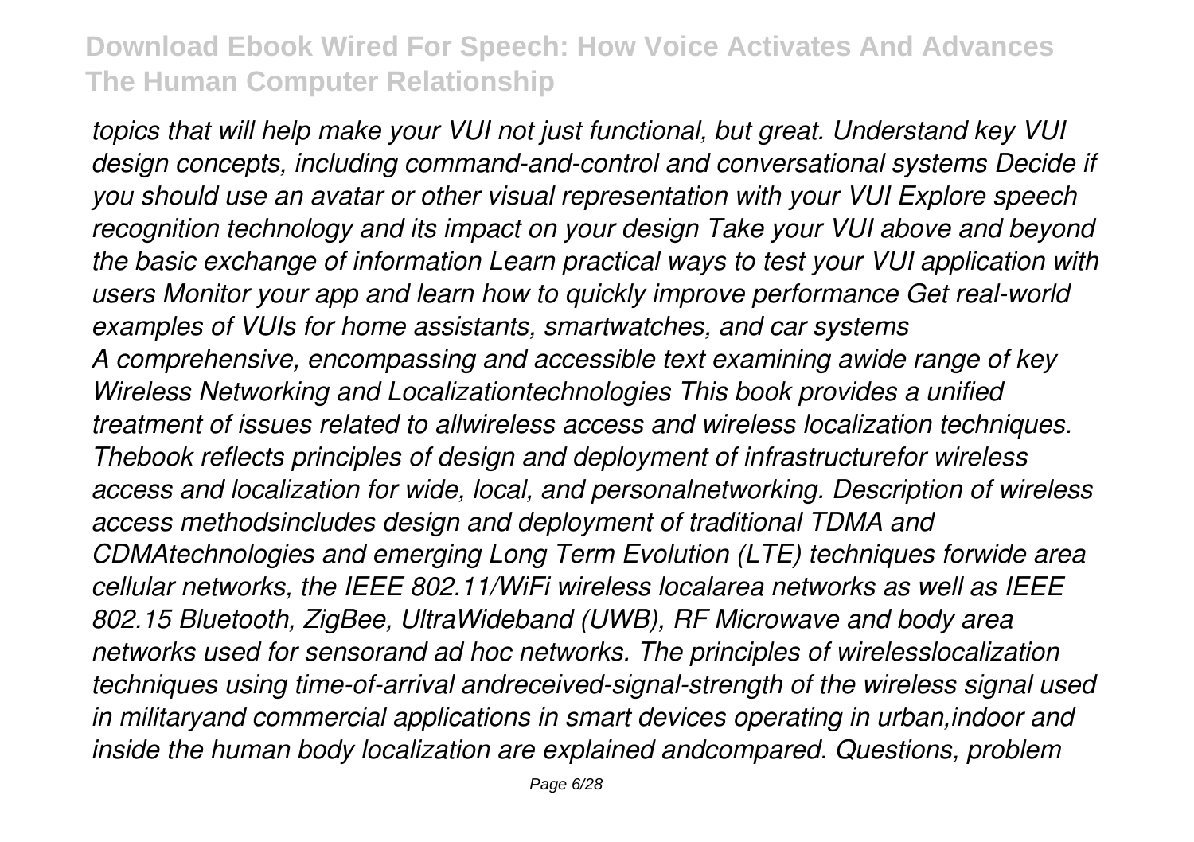*topics that will help make your VUI not just functional, but great. Understand key VUI design concepts, including command-and-control and conversational systems Decide if you should use an avatar or other visual representation with your VUI Explore speech recognition technology and its impact on your design Take your VUI above and beyond the basic exchange of information Learn practical ways to test your VUI application with users Monitor your app and learn how to quickly improve performance Get real-world examples of VUIs for home assistants, smartwatches, and car systems*

*A comprehensive, encompassing and accessible text examining awide range of key Wireless Networking and Localizationtechnologies This book provides a unified treatment of issues related to allwireless access and wireless localization techniques. Thebook reflects principles of design and deployment of infrastructurefor wireless access and localization for wide, local, and personalnetworking. Description of wireless access methodsincludes design and deployment of traditional TDMA and CDMAtechnologies and emerging Long Term Evolution (LTE) techniques forwide area cellular networks, the IEEE 802.11/WiFi wireless localarea networks as well as IEEE 802.15 Bluetooth, ZigBee, UltraWideband (UWB), RF Microwave and body area networks used for sensorand ad hoc networks. The principles of wirelesslocalization techniques using time-of-arrival andreceived-signal-strength of the wireless signal used in militaryand commercial applications in smart devices operating in urban,indoor and inside the human body localization are explained andcompared. Questions, problem*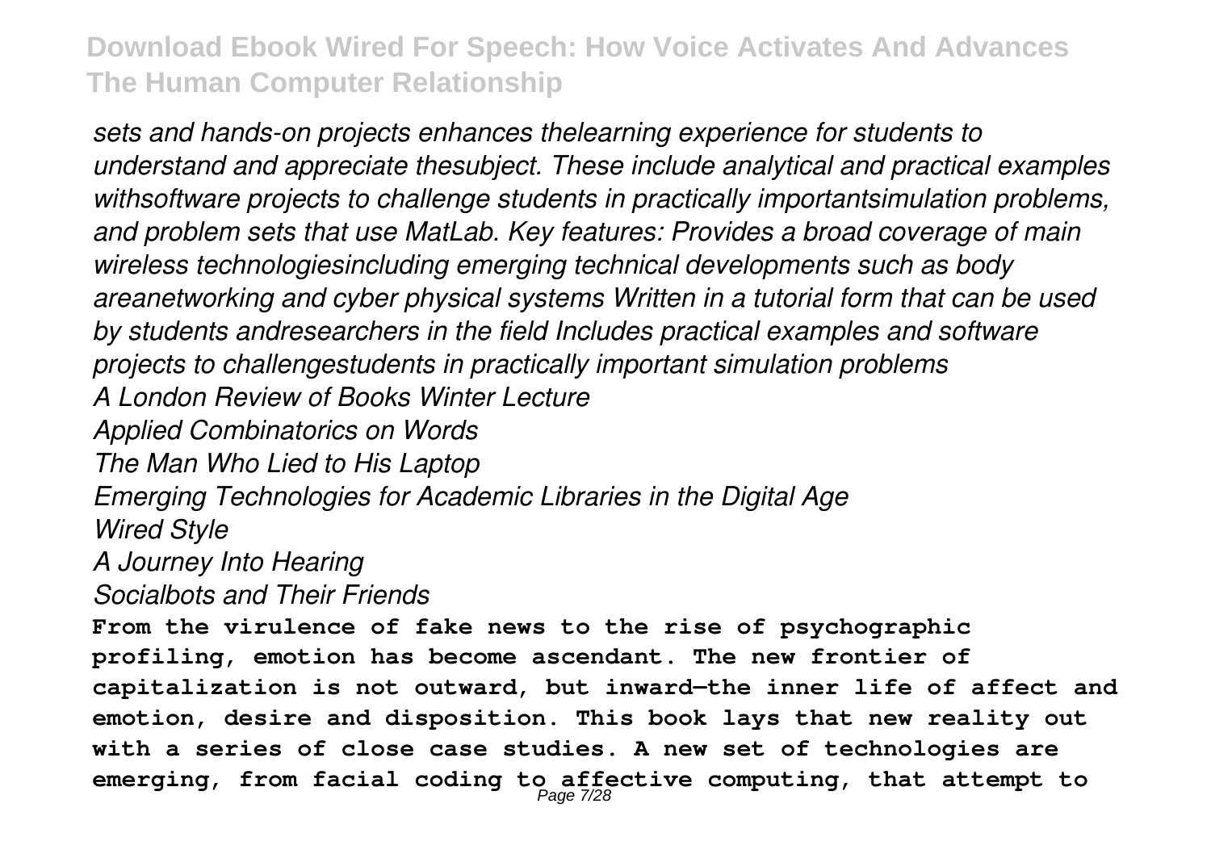*sets and hands-on projects enhances thelearning experience for students to understand and appreciate thesubject. These include analytical and practical examples withsoftware projects to challenge students in practically importantsimulation problems, and problem sets that use MatLab. Key features: Provides a broad coverage of main wireless technologiesincluding emerging technical developments such as body areanetworking and cyber physical systems Written in a tutorial form that can be used by students andresearchers in the field Includes practical examples and software projects to challengestudents in practically important simulation problems*

*A London Review of Books Winter Lecture*

*Applied Combinatorics on Words*

*The Man Who Lied to His Laptop*

*Emerging Technologies for Academic Libraries in the Digital Age*

*Wired Style*

*A Journey Into Hearing*

*Socialbots and Their Friends*

**From the virulence of fake news to the rise of psychographic profiling, emotion has become ascendant. The new frontier of capitalization is not outward, but inward—the inner life of affect and emotion, desire and disposition. This book lays that new reality out with a series of close case studies. A new set of technologies are emerging, from facial coding to affective computing, that attempt to**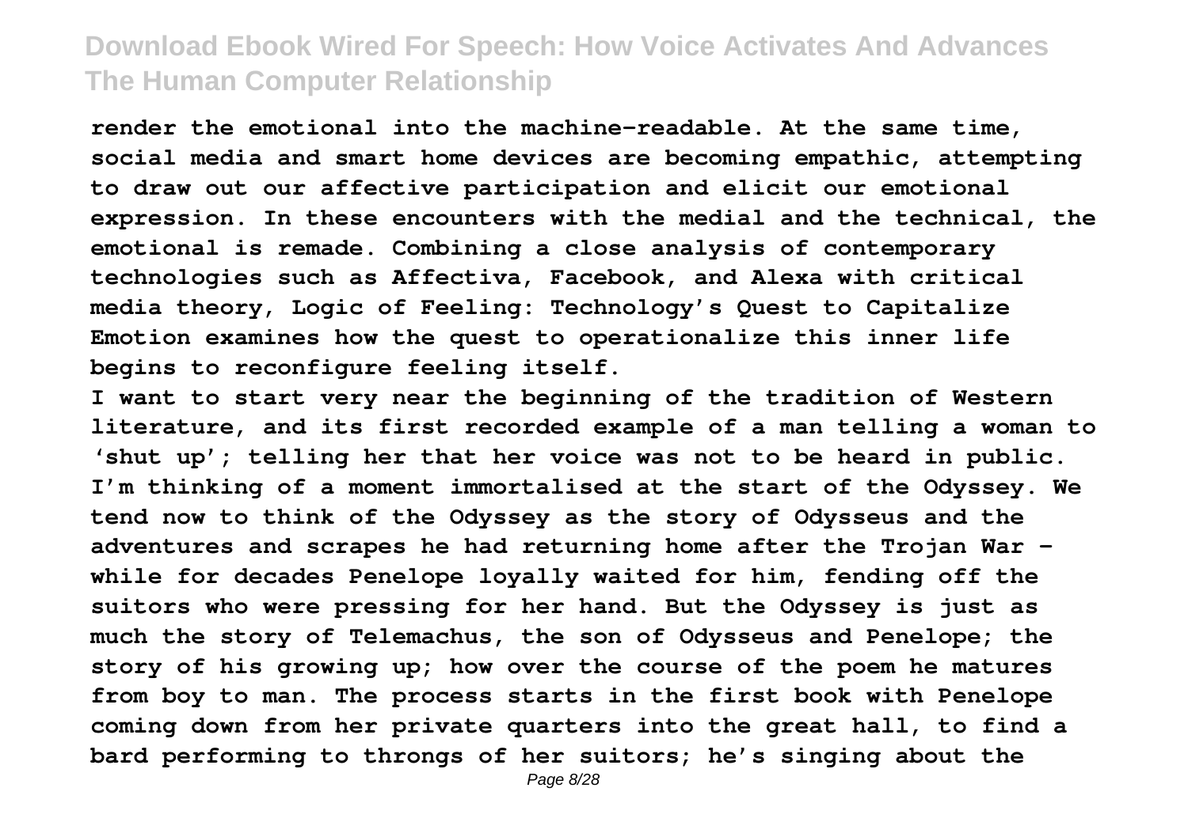render the emotional into the machine-readable. At the same time, social media and smart home devices are becoming empathic, attempting to draw out our affective participation and elicit our emotional expression. In these encounters with the medial and the technical, the emotional is remade. Combining a close analysis of contemporary technologies such as Affectiva, Facebook, and Alexa with critical media theory, Logic of Feeling: Technology's Quest to Capitalize Emotion examines how the quest to operationalize this inner life begins to reconfigure feeling itself.

I want to start very near the beginning of the tradition of Western literature, and its first recorded example of a man telling a woman to 'shut up'; telling her that her voice was not to be heard in public. I'm thinking of a moment immortalised at the start of the Odyssey. We tend now to think of the Odyssey as the story of Odysseus and the adventures and scrapes he had returning home after the Trojan War – while for decades Penelope loyally waited for him, fending off the suitors who were pressing for her hand. But the Odyssey is just as much the story of Telemachus, the son of Odysseus and Penelope; the story of his growing up; how over the course of the poem he matures from boy to man. The process starts in the first book with Penelope coming down from her private quarters into the great hall, to find a bard performing to throngs of her suitors; he's singing about the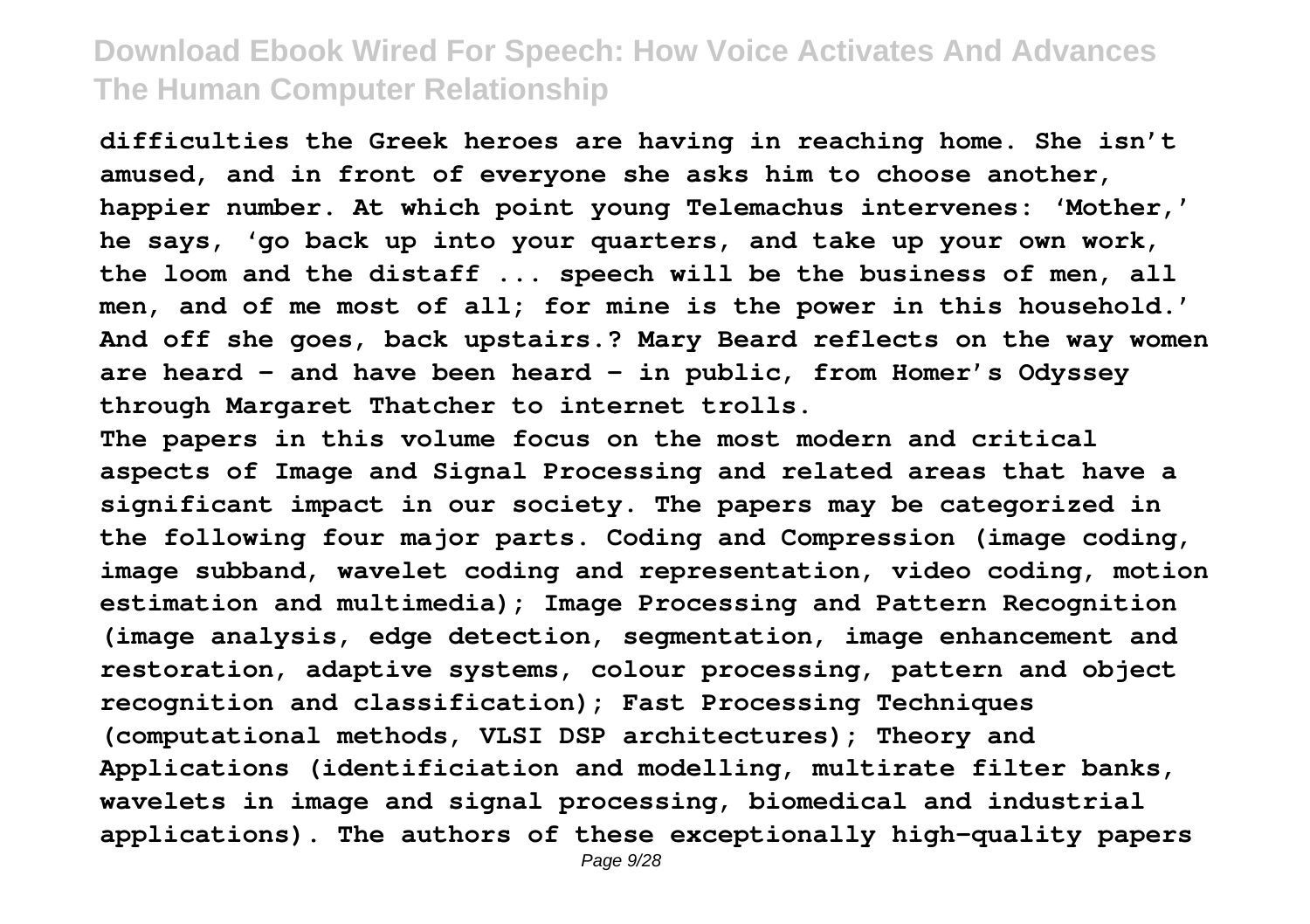difficulties the Greek heroes are having in reaching home. She isn't amused, and in front of everyone she asks him to choose another, happier number. At which point young Telemachus intervenes: 'Mother,' he says, 'go back up into your quarters, and take up your own work, the loom and the distaff ... speech will be the business of men, all men, and of me most of all; for mine is the power in this household.' And off she goes, back upstairs.? Mary Beard reflects on the way women are heard - and have been heard - in public, from Homer's Odyssey through Margaret Thatcher to internet trolls.

The papers in this volume focus on the most modern and critical aspects of Image and Signal Processing and related areas that have a significant impact in our society. The papers may be categorized in the following four major parts. Coding and Compression (image coding, image subband, wavelet coding and representation, video coding, motion estimation and multimedia); Image Processing and Pattern Recognition (image analysis, edge detection, segmentation, image enhancement and restoration, adaptive systems, colour processing, pattern and object recognition and classification); Fast Processing Techniques (computational methods, VLSI DSP architectures); Theory and Applications (identificiation and modelling, multirate filter banks, wavelets in image and signal processing, biomedical and industrial applications). The authors of these exceptionally high-quality papers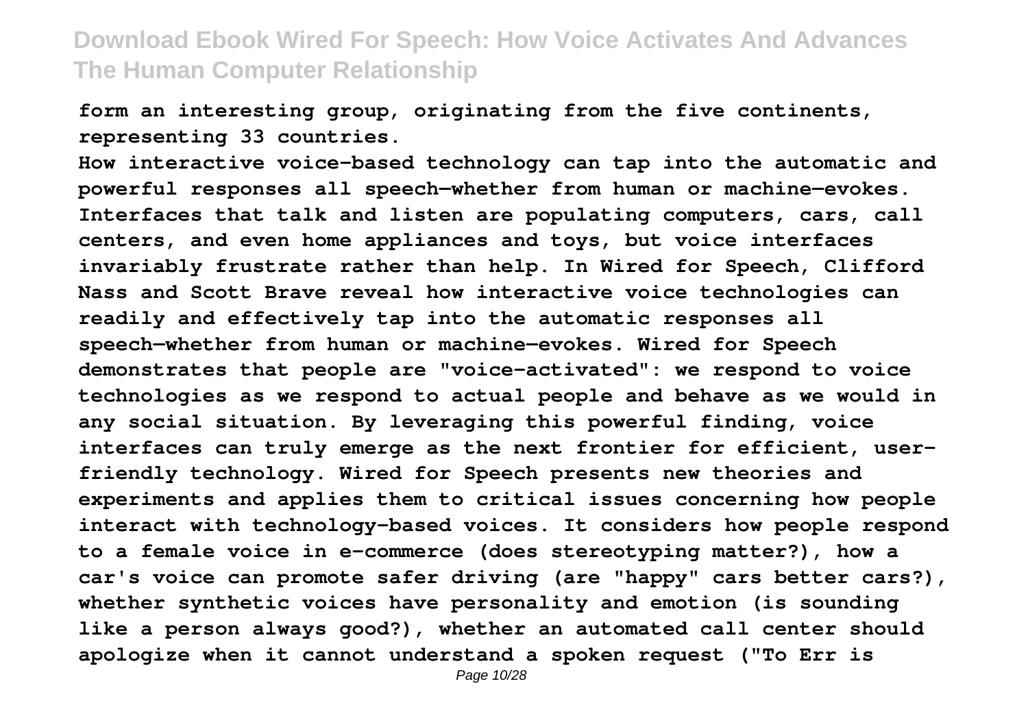form an interesting group, originating from the five continents, representing 33 countries.

How interactive voice-based technology can tap into the automatic and powerful responses all speech—whether from human or machine—evokes. Interfaces that talk and listen are populating computers, cars, call centers, and even home appliances and toys, but voice interfaces invariably frustrate rather than help. In Wired for Speech, Clifford Nass and Scott Brave reveal how interactive voice technologies can readily and effectively tap into the automatic responses all speech—whether from human or machine—evokes. Wired for Speech demonstrates that people are "voice-activated": we respond to voice technologies as we respond to actual people and behave as we would in any social situation. By leveraging this powerful finding, voice interfaces can truly emerge as the next frontier for efficient, user-friendly technology. Wired for Speech presents new theories and experiments and applies them to critical issues concerning how people interact with technology-based voices. It considers how people respond to a female voice in e-commerce (does stereotyping matter?), how a car's voice can promote safer driving (are "happy" cars better cars?), whether synthetic voices have personality and emotion (is sounding like a person always good?), whether an automated call center should apologize when it cannot understand a spoken request ("To Err is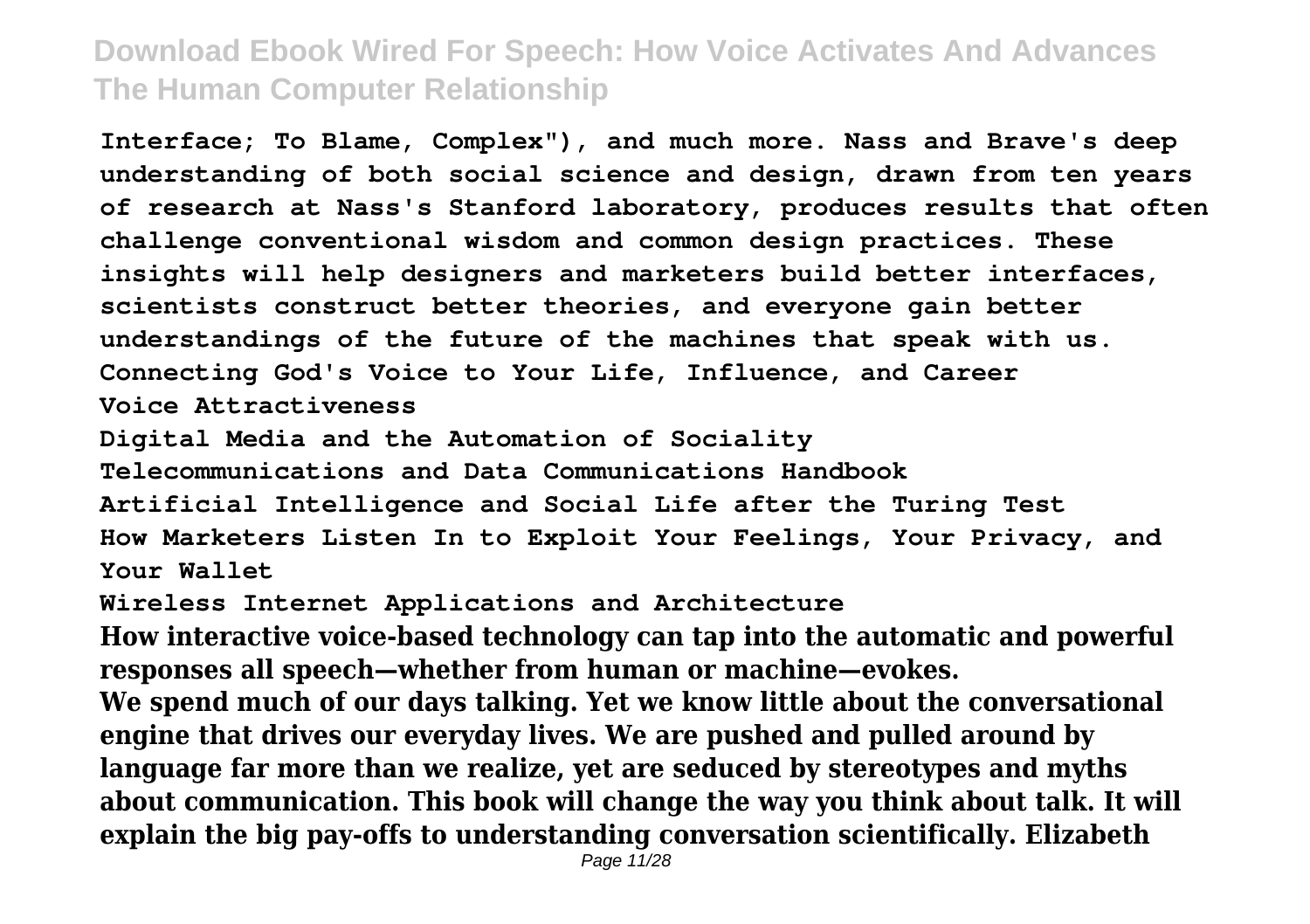Interface; To Blame, Complex"), and much more. Nass and Brave's deep understanding of both social science and design, drawn from ten years of research at Nass's Stanford laboratory, produces results that often challenge conventional wisdom and common design practices. These insights will help designers and marketers build better interfaces, scientists construct better theories, and everyone gain better understandings of the future of the machines that speak with us.

Connecting God's Voice to Your Life, Influence, and Career

Voice Attractiveness

Digital Media and the Automation of Sociality

Telecommunications and Data Communications Handbook

Artificial Intelligence and Social Life after the Turing Test

How Marketers Listen In to Exploit Your Feelings, Your Privacy, and Your Wallet

Wireless Internet Applications and Architecture

How interactive voice-based technology can tap into the automatic and powerful responses all speech—whether from human or machine—evokes.

We spend much of our days talking. Yet we know little about the conversational engine that drives our everyday lives. We are pushed and pulled around by language far more than we realize, yet are seduced by stereotypes and myths about communication. This book will change the way you think about talk. It will explain the big pay-offs to understanding conversation scientifically. Elizabeth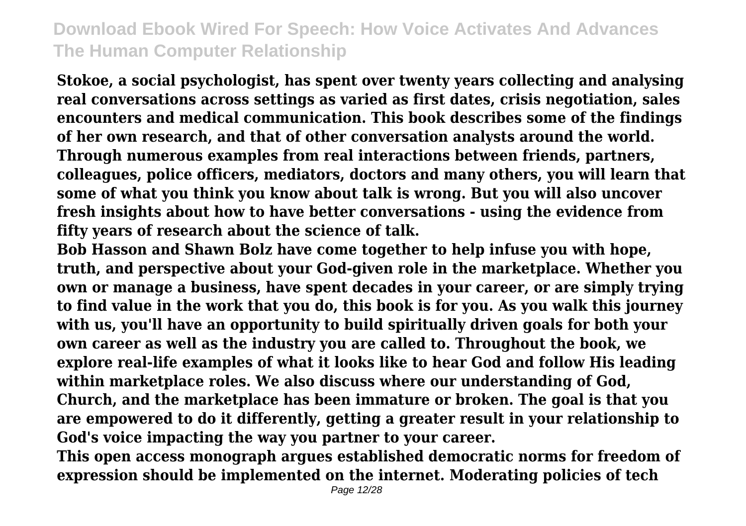**Stokoe, a social psychologist, has spent over twenty years collecting and analysing real conversations across settings as varied as first dates, crisis negotiation, sales encounters and medical communication. This book describes some of the findings of her own research, and that of other conversation analysts around the world. Through numerous examples from real interactions between friends, partners, colleagues, police officers, mediators, doctors and many others, you will learn that some of what you think you know about talk is wrong. But you will also uncover fresh insights about how to have better conversations - using the evidence from fifty years of research about the science of talk.**

**Bob Hasson and Shawn Bolz have come together to help infuse you with hope, truth, and perspective about your God-given role in the marketplace. Whether you own or manage a business, have spent decades in your career, or are simply trying to find value in the work that you do, this book is for you. As you walk this journey with us, you'll have an opportunity to build spiritually driven goals for both your own career as well as the industry you are called to. Throughout the book, we explore real-life examples of what it looks like to hear God and follow His leading within marketplace roles. We also discuss where our understanding of God, Church, and the marketplace has been immature or broken. The goal is that you are empowered to do it differently, getting a greater result in your relationship to God's voice impacting the way you partner to your career.**

**This open access monograph argues established democratic norms for freedom of expression should be implemented on the internet. Moderating policies of tech**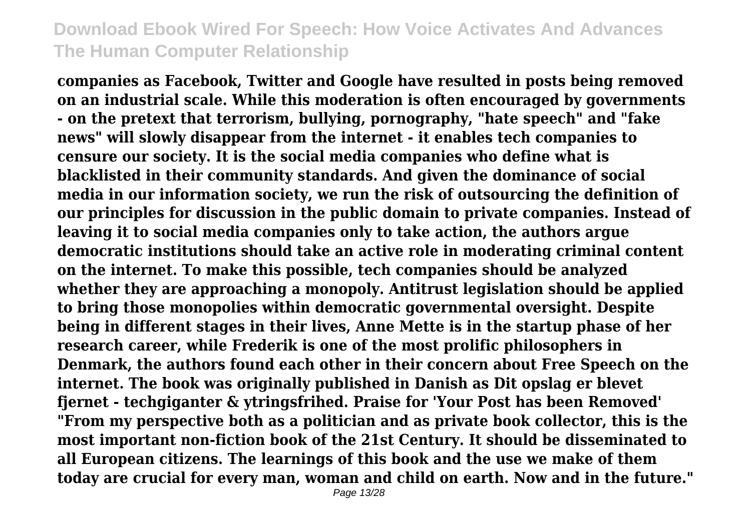**companies as Facebook, Twitter and Google have resulted in posts being removed on an industrial scale. While this moderation is often encouraged by governments - on the pretext that terrorism, bullying, pornography, "hate speech" and "fake news" will slowly disappear from the internet - it enables tech companies to censure our society. It is the social media companies who define what is blacklisted in their community standards. And given the dominance of social media in our information society, we run the risk of outsourcing the definition of our principles for discussion in the public domain to private companies. Instead of leaving it to social media companies only to take action, the authors argue democratic institutions should take an active role in moderating criminal content on the internet. To make this possible, tech companies should be analyzed whether they are approaching a monopoly. Antitrust legislation should be applied to bring those monopolies within democratic governmental oversight. Despite being in different stages in their lives, Anne Mette is in the startup phase of her research career, while Frederik is one of the most prolific philosophers in Denmark, the authors found each other in their concern about Free Speech on the internet. The book was originally published in Danish as Dit opslag er blevet fjernet - techgiganter & ytringsfrihed. Praise for 'Your Post has been Removed' "From my perspective both as a politician and as private book collector, this is the most important non-fiction book of the 21st Century. It should be disseminated to all European citizens. The learnings of this book and the use we make of them today are crucial for every man, woman and child on earth. Now and in the future."**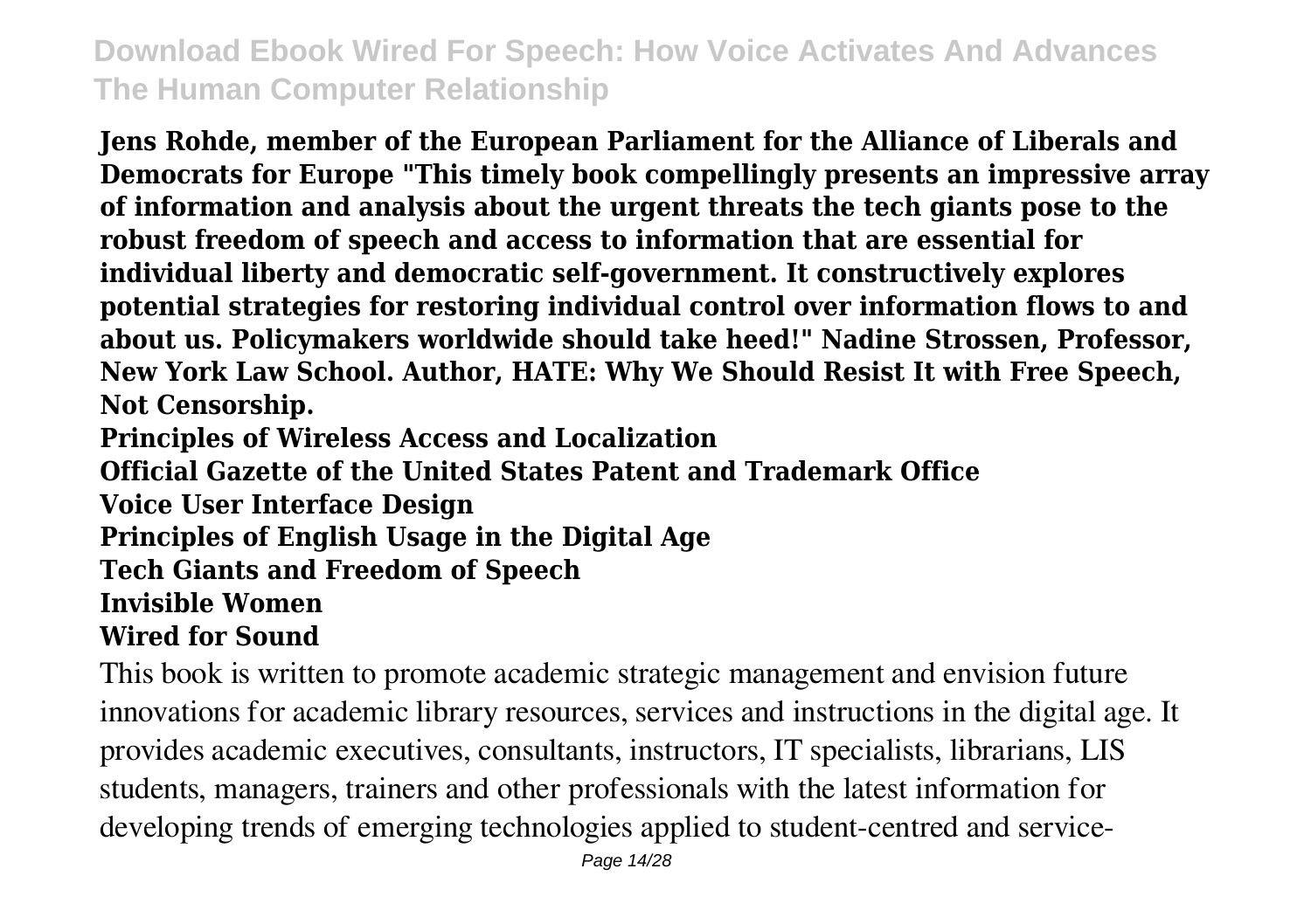**Jens Rohde, member of the European Parliament for the Alliance of Liberals and Democrats for Europe "This timely book compellingly presents an impressive array of information and analysis about the urgent threats the tech giants pose to the robust freedom of speech and access to information that are essential for individual liberty and democratic self-government. It constructively explores potential strategies for restoring individual control over information flows to and about us. Policymakers worldwide should take heed!" Nadine Strossen, Professor, New York Law School. Author, HATE: Why We Should Resist It with Free Speech, Not Censorship.**

**Principles of Wireless Access and Localization**

**Official Gazette of the United States Patent and Trademark Office**

**Voice User Interface Design**

**Principles of English Usage in the Digital Age**

**Tech Giants and Freedom of Speech**

**Invisible Women**

**Wired for Sound**

This book is written to promote academic strategic management and envision future innovations for academic library resources, services and instructions in the digital age. It provides academic executives, consultants, instructors, IT specialists, librarians, LIS students, managers, trainers and other professionals with the latest information for developing trends of emerging technologies applied to student-centred and service-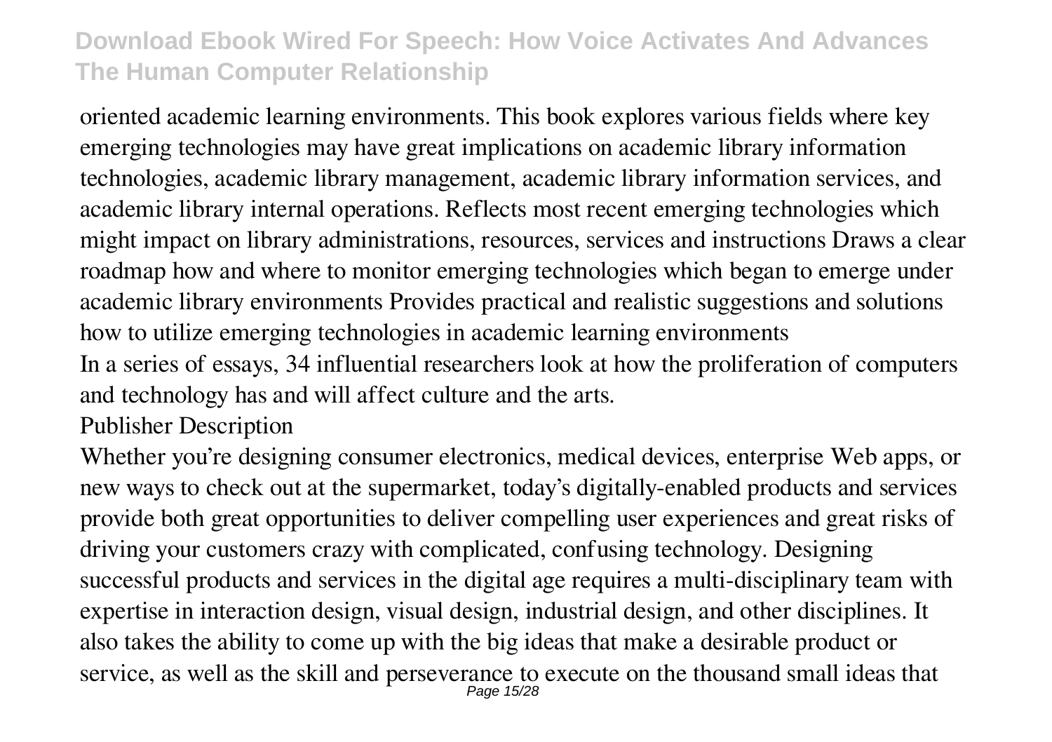oriented academic learning environments. This book explores various fields where key emerging technologies may have great implications on academic library information technologies, academic library management, academic library information services, and academic library internal operations. Reflects most recent emerging technologies which might impact on library administrations, resources, services and instructions Draws a clear roadmap how and where to monitor emerging technologies which began to emerge under academic library environments Provides practical and realistic suggestions and solutions how to utilize emerging technologies in academic learning environments

In a series of essays, 34 influential researchers look at how the proliferation of computers and technology has and will affect culture and the arts.

Publisher Description

Whether you're designing consumer electronics, medical devices, enterprise Web apps, or new ways to check out at the supermarket, today's digitally-enabled products and services provide both great opportunities to deliver compelling user experiences and great risks of driving your customers crazy with complicated, confusing technology. Designing successful products and services in the digital age requires a multi-disciplinary team with expertise in interaction design, visual design, industrial design, and other disciplines. It also takes the ability to come up with the big ideas that make a desirable product or service, as well as the skill and perseverance to execute on the thousand small ideas that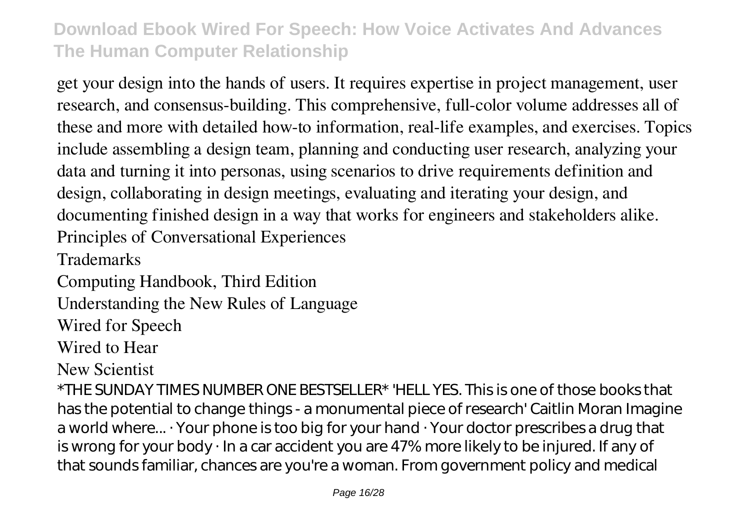get your design into the hands of users. It requires expertise in project management, user research, and consensus-building. This comprehensive, full-color volume addresses all of these and more with detailed how-to information, real-life examples, and exercises. Topics include assembling a design team, planning and conducting user research, analyzing your data and turning it into personas, using scenarios to drive requirements definition and design, collaborating in design meetings, evaluating and iterating your design, and documenting finished design in a way that works for engineers and stakeholders alike.

Principles of Conversational Experiences

Trademarks

Computing Handbook, Third Edition

Understanding the New Rules of Language

Wired for Speech

Wired to Hear

New Scientist

*THE SUNDAY TIMES NUMBER ONE BESTSELLER* 'HELL YES. This is one of those books that has the potential to change things - a monumental piece of research' Caitlin Moran Imagine a world where... · Your phone is too big for your hand · Your doctor prescribes a drug that is wrong for your body · In a car accident you are 47% more likely to be injured. If any of that sounds familiar, chances are you're a woman. From government policy and medical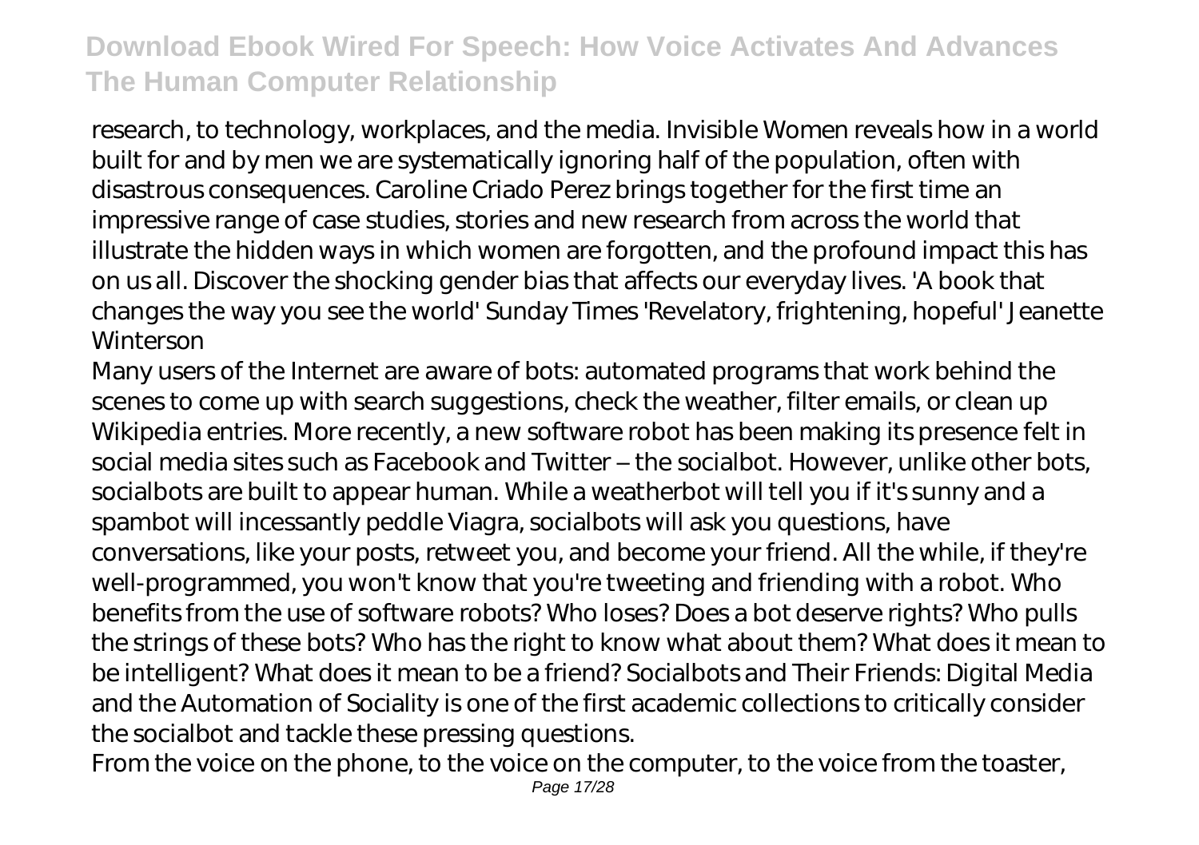research, to technology, workplaces, and the media. Invisible Women reveals how in a world built for and by men we are systematically ignoring half of the population, often with disastrous consequences. Caroline Criado Perez brings together for the first time an impressive range of case studies, stories and new research from across the world that illustrate the hidden ways in which women are forgotten, and the profound impact this has on us all. Discover the shocking gender bias that affects our everyday lives. 'A book that changes the way you see the world' Sunday Times 'Revelatory, frightening, hopeful' Jeanette Winterson

Many users of the Internet are aware of bots: automated programs that work behind the scenes to come up with search suggestions, check the weather, filter emails, or clean up Wikipedia entries. More recently, a new software robot has been making its presence felt in social media sites such as Facebook and Twitter – the socialbot. However, unlike other bots, socialbots are built to appear human. While a weatherbot will tell you if it's sunny and a spambot will incessantly peddle Viagra, socialbots will ask you questions, have conversations, like your posts, retweet you, and become your friend. All the while, if they're well-programmed, you won't know that you're tweeting and friending with a robot. Who benefits from the use of software robots? Who loses? Does a bot deserve rights? Who pulls the strings of these bots? Who has the right to know what about them? What does it mean to be intelligent? What does it mean to be a friend? Socialbots and Their Friends: Digital Media and the Automation of Sociality is one of the first academic collections to critically consider the socialbot and tackle these pressing questions.

From the voice on the phone, to the voice on the computer, to the voice from the toaster,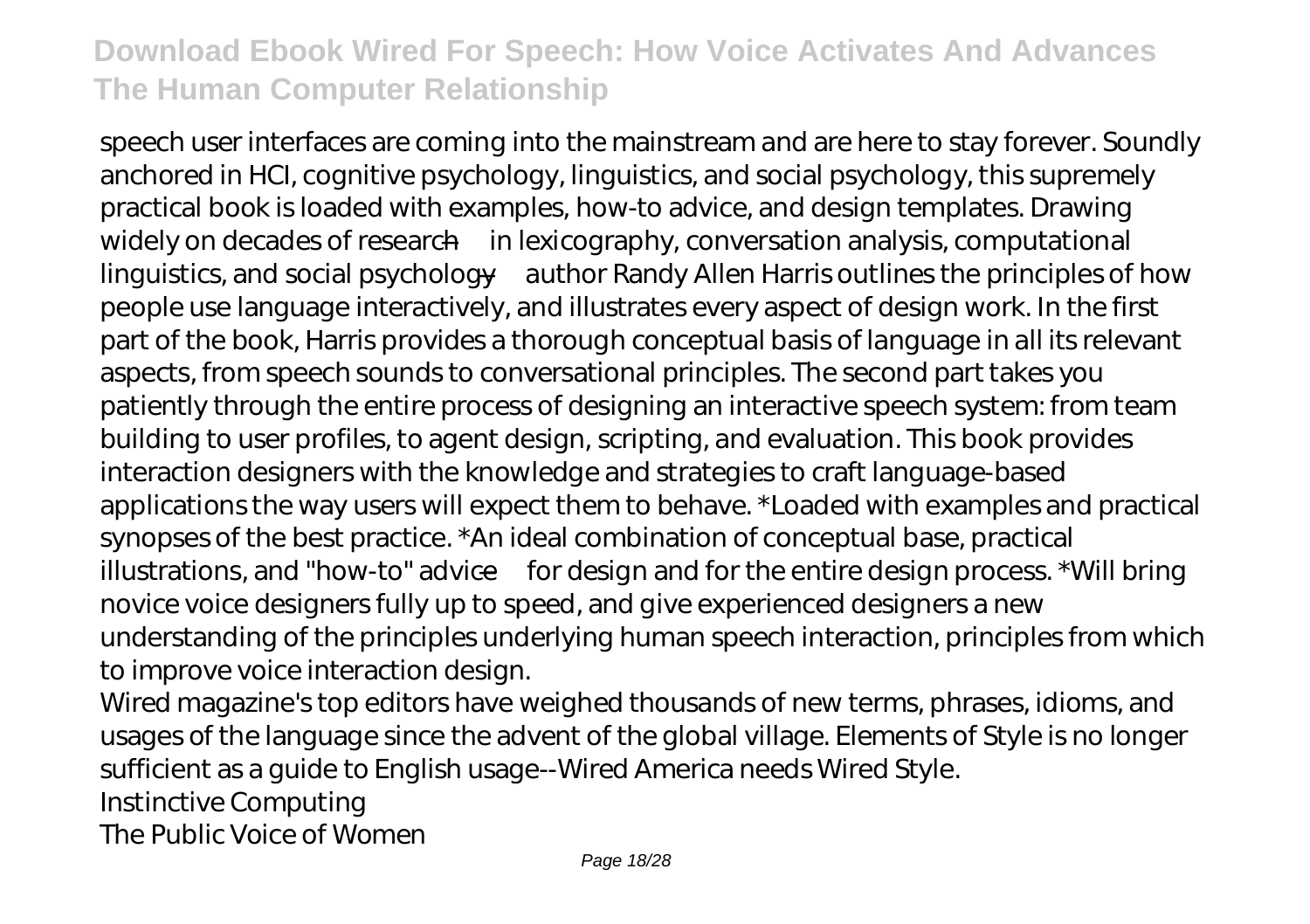speech user interfaces are coming into the mainstream and are here to stay forever. Soundly anchored in HCI, cognitive psychology, linguistics, and social psychology, this supremely practical book is loaded with examples, how-to advice, and design templates. Drawing widely on decades of research—in lexicography, conversation analysis, computational linguistics, and social psychology—author Randy Allen Harris outlines the principles of how people use language interactively, and illustrates every aspect of design work. In the first part of the book, Harris provides a thorough conceptual basis of language in all its relevant aspects, from speech sounds to conversational principles. The second part takes you patiently through the entire process of designing an interactive speech system: from team building to user profiles, to agent design, scripting, and evaluation. This book provides interaction designers with the knowledge and strategies to craft language-based applications the way users will expect them to behave. *Loaded with examples and practical synopses of the best practice. *An ideal combination of conceptual base, practical illustrations, and "how-to" advice—for design and for the entire design process. *Will bring novice voice designers fully up to speed, and give experienced designers a new understanding of the principles underlying human speech interaction, principles from which to improve voice interaction design.

Wired magazine's top editors have weighed thousands of new terms, phrases, idioms, and usages of the language since the advent of the global village. Elements of Style is no longer sufficient as a guide to English usage--Wired America needs Wired Style.

Instinctive Computing

The Public Voice of Women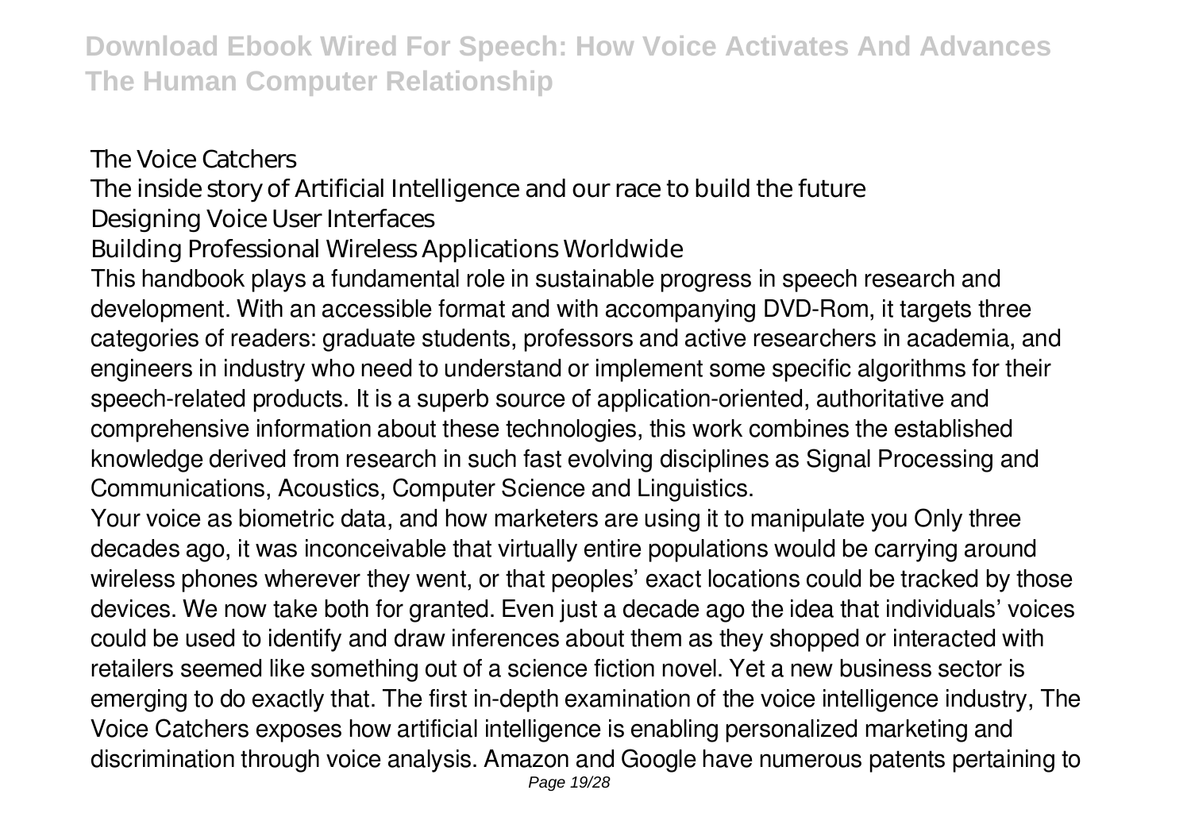The Voice Catchers

The inside story of Artificial Intelligence and our race to build the future

Designing Voice User Interfaces

Building Professional Wireless Applications Worldwide

This handbook plays a fundamental role in sustainable progress in speech research and development. With an accessible format and with accompanying DVD-Rom, it targets three categories of readers: graduate students, professors and active researchers in academia, and engineers in industry who need to understand or implement some specific algorithms for their speech-related products. It is a superb source of application-oriented, authoritative and comprehensive information about these technologies, this work combines the established knowledge derived from research in such fast evolving disciplines as Signal Processing and Communications, Acoustics, Computer Science and Linguistics.

Your voice as biometric data, and how marketers are using it to manipulate you Only three decades ago, it was inconceivable that virtually entire populations would be carrying around wireless phones wherever they went, or that peoples' exact locations could be tracked by those devices. We now take both for granted. Even just a decade ago the idea that individuals' voices could be used to identify and draw inferences about them as they shopped or interacted with retailers seemed like something out of a science fiction novel. Yet a new business sector is emerging to do exactly that. The first in-depth examination of the voice intelligence industry, The Voice Catchers exposes how artificial intelligence is enabling personalized marketing and discrimination through voice analysis. Amazon and Google have numerous patents pertaining to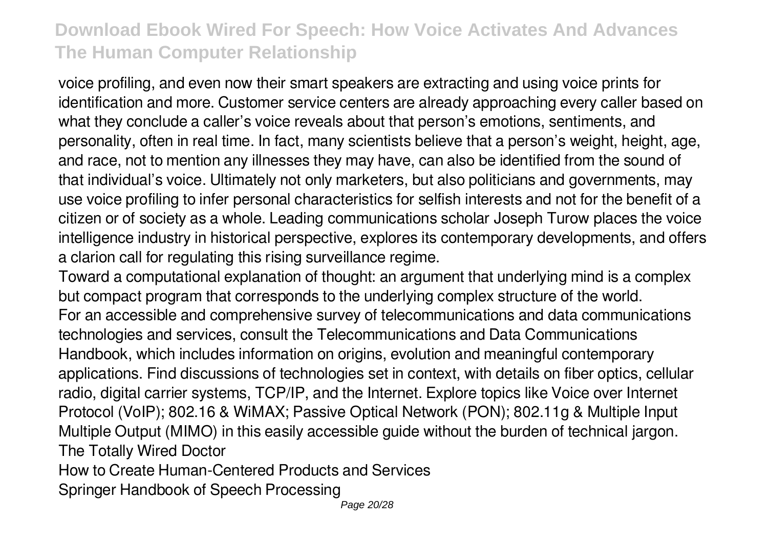voice profiling, and even now their smart speakers are extracting and using voice prints for identification and more. Customer service centers are already approaching every caller based on what they conclude a caller's voice reveals about that person's emotions, sentiments, and personality, often in real time. In fact, many scientists believe that a person's weight, height, age, and race, not to mention any illnesses they may have, can also be identified from the sound of that individual's voice. Ultimately not only marketers, but also politicians and governments, may use voice profiling to infer personal characteristics for selfish interests and not for the benefit of a citizen or of society as a whole. Leading communications scholar Joseph Turow places the voice intelligence industry in historical perspective, explores its contemporary developments, and offers a clarion call for regulating this rising surveillance regime.

Toward a computational explanation of thought: an argument that underlying mind is a complex but compact program that corresponds to the underlying complex structure of the world.

For an accessible and comprehensive survey of telecommunications and data communications technologies and services, consult the Telecommunications and Data Communications Handbook, which includes information on origins, evolution and meaningful contemporary applications. Find discussions of technologies set in context, with details on fiber optics, cellular radio, digital carrier systems, TCP/IP, and the Internet. Explore topics like Voice over Internet Protocol (VoIP); 802.16 & WiMAX; Passive Optical Network (PON); 802.11g & Multiple Input Multiple Output (MIMO) in this easily accessible guide without the burden of technical jargon.

The Totally Wired Doctor

How to Create Human-Centered Products and Services

Springer Handbook of Speech Processing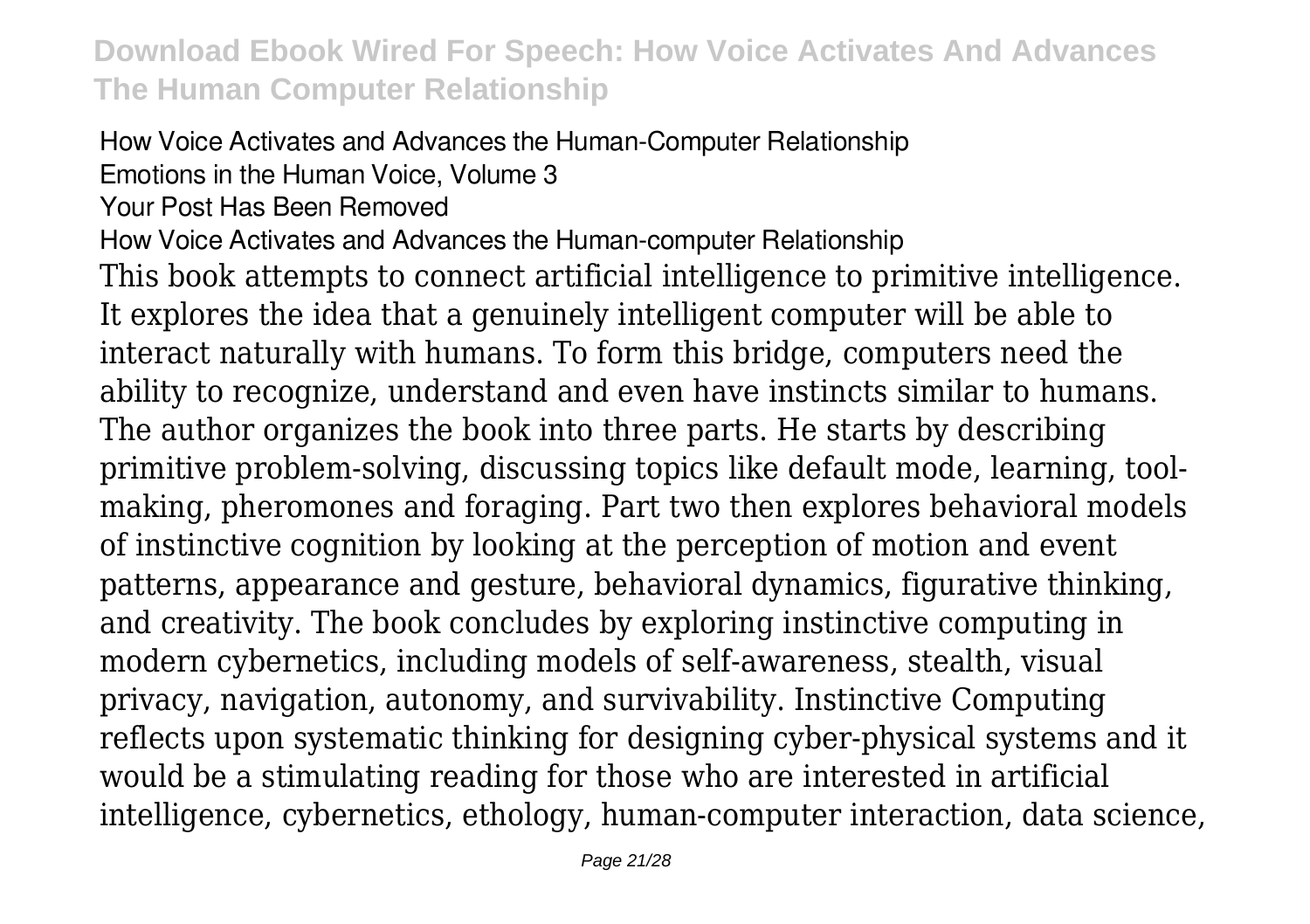How Voice Activates and Advances the Human-Computer Relationship

Emotions in the Human Voice, Volume 3

Your Post Has Been Removed

How Voice Activates and Advances the Human-computer Relationship

This book attempts to connect artificial intelligence to primitive intelligence. It explores the idea that a genuinely intelligent computer will be able to interact naturally with humans. To form this bridge, computers need the ability to recognize, understand and even have instincts similar to humans. The author organizes the book into three parts. He starts by describing primitive problem-solving, discussing topics like default mode, learning, tool-making, pheromones and foraging. Part two then explores behavioral models of instinctive cognition by looking at the perception of motion and event patterns, appearance and gesture, behavioral dynamics, figurative thinking, and creativity. The book concludes by exploring instinctive computing in modern cybernetics, including models of self-awareness, stealth, visual privacy, navigation, autonomy, and survivability. Instinctive Computing reflects upon systematic thinking for designing cyber-physical systems and it would be a stimulating reading for those who are interested in artificial intelligence, cybernetics, ethology, human-computer interaction, data science,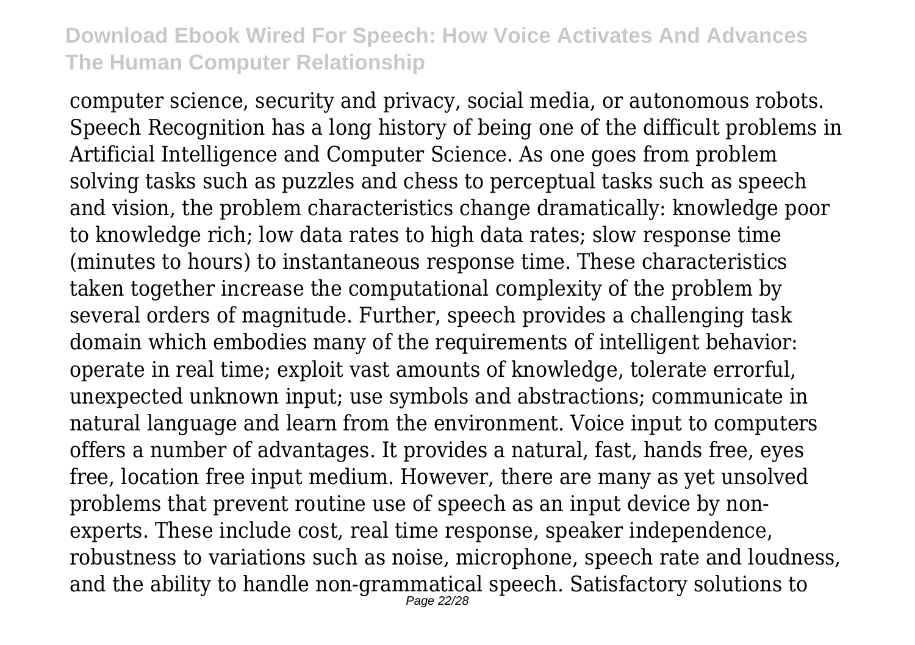computer science, security and privacy, social media, or autonomous robots. Speech Recognition has a long history of being one of the difficult problems in Artificial Intelligence and Computer Science. As one goes from problem solving tasks such as puzzles and chess to perceptual tasks such as speech and vision, the problem characteristics change dramatically: knowledge poor to knowledge rich; low data rates to high data rates; slow response time (minutes to hours) to instantaneous response time. These characteristics taken together increase the computational complexity of the problem by several orders of magnitude. Further, speech provides a challenging task domain which embodies many of the requirements of intelligent behavior: operate in real time; exploit vast amounts of knowledge, tolerate errorful, unexpected unknown input; use symbols and abstractions; communicate in natural language and learn from the environment. Voice input to computers offers a number of advantages. It provides a natural, fast, hands free, eyes free, location free input medium. However, there are many as yet unsolved problems that prevent routine use of speech as an input device by non-experts. These include cost, real time response, speaker independence, robustness to variations such as noise, microphone, speech rate and loudness, and the ability to handle non-grammatical speech. Satisfactory solutions to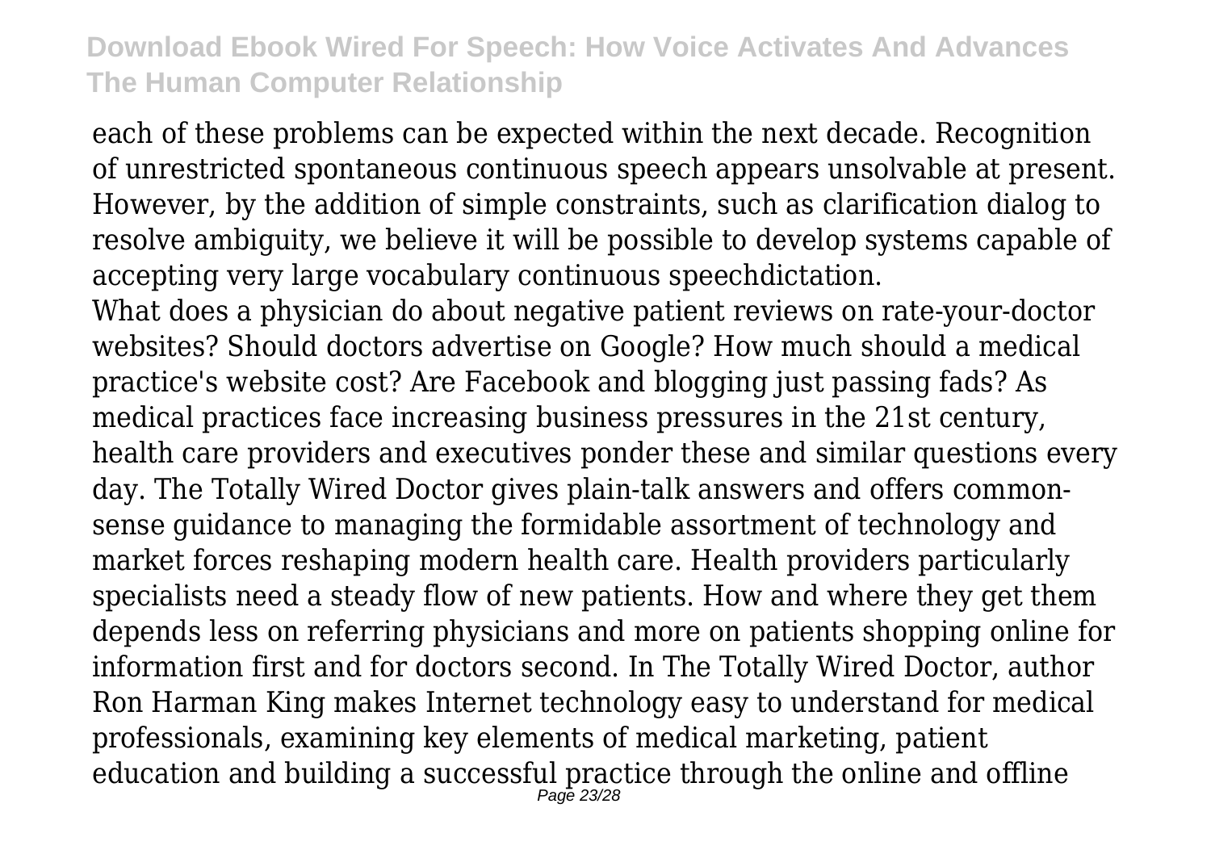each of these problems can be expected within the next decade. Recognition of unrestricted spontaneous continuous speech appears unsolvable at present. However, by the addition of simple constraints, such as clarification dialog to resolve ambiguity, we believe it will be possible to develop systems capable of accepting very large vocabulary continuous speechdictation.

What does a physician do about negative patient reviews on rate-your-doctor websites? Should doctors advertise on Google? How much should a medical practice's website cost? Are Facebook and blogging just passing fads? As medical practices face increasing business pressures in the 21st century, health care providers and executives ponder these and similar questions every day. The Totally Wired Doctor gives plain-talk answers and offers common-sense guidance to managing the formidable assortment of technology and market forces reshaping modern health care. Health providers particularly specialists need a steady flow of new patients. How and where they get them depends less on referring physicians and more on patients shopping online for information first and for doctors second. In The Totally Wired Doctor, author Ron Harman King makes Internet technology easy to understand for medical professionals, examining key elements of medical marketing, patient education and building a successful practice through the online and offline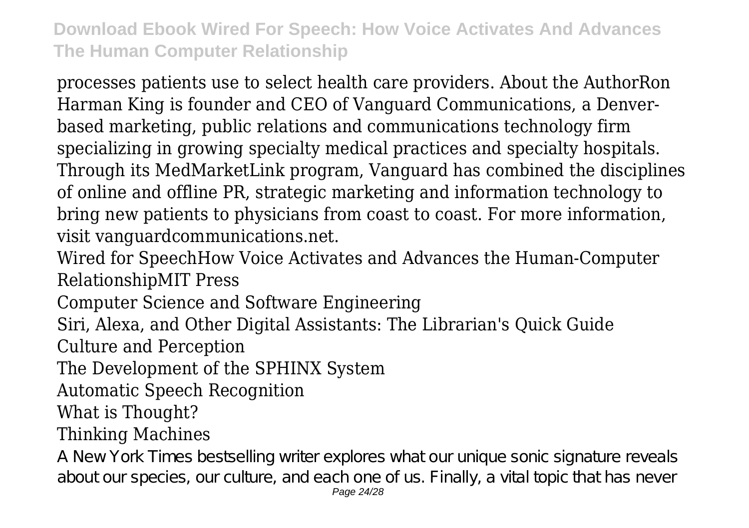processes patients use to select health care providers. About the AuthorRon Harman King is founder and CEO of Vanguard Communications, a Denver-based marketing, public relations and communications technology firm specializing in growing specialty medical practices and specialty hospitals. Through its MedMarketLink program, Vanguard has combined the disciplines of online and offline PR, strategic marketing and information technology to bring new patients to physicians from coast to coast. For more information, visit vanguardcommunications.net.

Wired for SpeechHow Voice Activates and Advances the Human-Computer RelationshipMIT Press

Computer Science and Software Engineering

Siri, Alexa, and Other Digital Assistants: The Librarian's Quick Guide

Culture and Perception

The Development of the SPHINX System

Automatic Speech Recognition

What is Thought?

Thinking Machines

A New York Times bestselling writer explores what our unique sonic signature reveals about our species, our culture, and each one of us. Finally, a vital topic that has never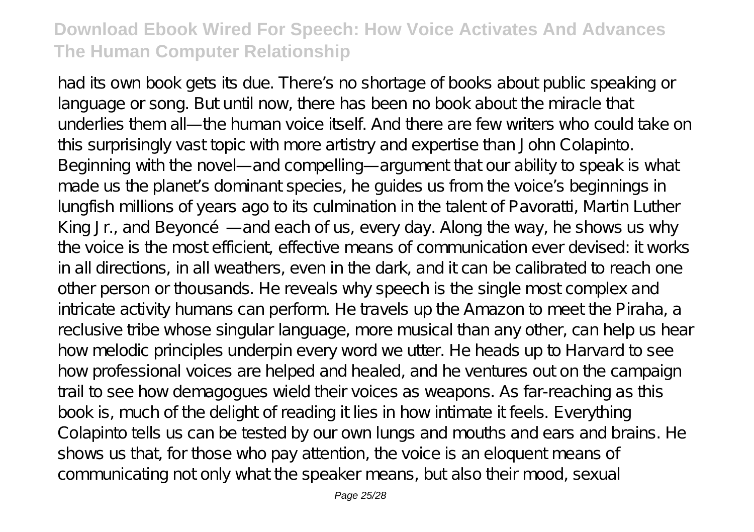had its own book gets its due. There's no shortage of books about public speaking or language or song. But until now, there has been no book about the miracle that underlies them all—the human voice itself. And there are few writers who could take on this surprisingly vast topic with more artistry and expertise than John Colapinto. Beginning with the novel—and compelling—argument that our ability to speak is what made us the planet's dominant species, he guides us from the voice's beginnings in lungfish millions of years ago to its culmination in the talent of Pavoratti, Martin Luther King Jr., and Beyoncé—and each of us, every day. Along the way, he shows us why the voice is the most efficient, effective means of communication ever devised: it works in all directions, in all weathers, even in the dark, and it can be calibrated to reach one other person or thousands. He reveals why speech is the single most complex and intricate activity humans can perform. He travels up the Amazon to meet the Piraha, a reclusive tribe whose singular language, more musical than any other, can help us hear how melodic principles underpin every word we utter. He heads up to Harvard to see how professional voices are helped and healed, and he ventures out on the campaign trail to see how demagogues wield their voices as weapons. As far-reaching as this book is, much of the delight of reading it lies in how intimate it feels. Everything Colapinto tells us can be tested by our own lungs and mouths and ears and brains. He shows us that, for those who pay attention, the voice is an eloquent means of communicating not only what the speaker means, but also their mood, sexual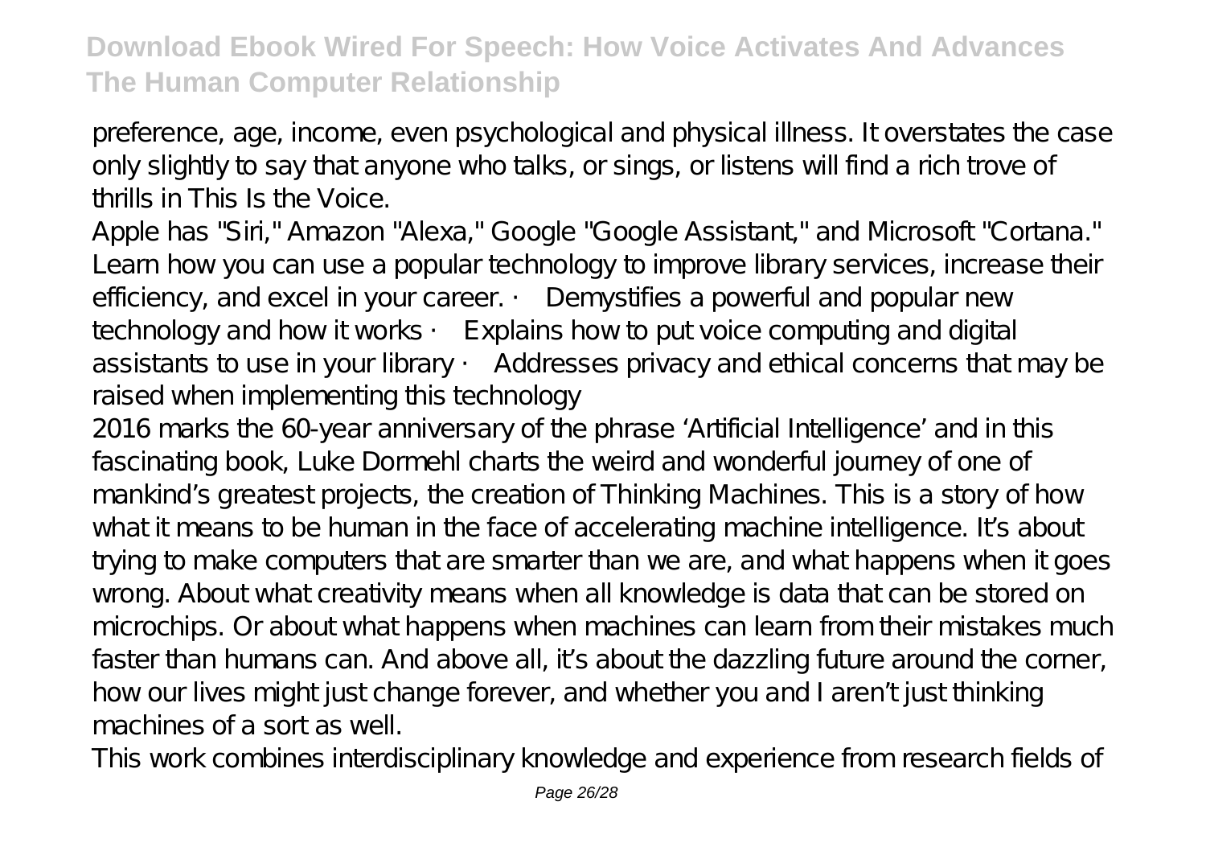preference, age, income, even psychological and physical illness. It overstates the case only slightly to say that anyone who talks, or sings, or listens will find a rich trove of thrills in This Is the Voice.

Apple has "Siri," Amazon "Alexa," Google "Google Assistant," and Microsoft "Cortana." Learn how you can use a popular technology to improve library services, increase their efficiency, and excel in your career. · Demystifies a powerful and popular new technology and how it works · Explains how to put voice computing and digital assistants to use in your library · Addresses privacy and ethical concerns that may be raised when implementing this technology

2016 marks the 60-year anniversary of the phrase 'Artificial Intelligence' and in this fascinating book, Luke Dormehl charts the weird and wonderful journey of one of mankind's greatest projects, the creation of Thinking Machines. This is a story of how what it means to be human in the face of accelerating machine intelligence. It's about trying to make computers that are smarter than we are, and what happens when it goes wrong. About what creativity means when all knowledge is data that can be stored on microchips. Or about what happens when machines can learn from their mistakes much faster than humans can. And above all, it's about the dazzling future around the corner, how our lives might just change forever, and whether you and I aren't just thinking machines of a sort as well.

This work combines interdisciplinary knowledge and experience from research fields of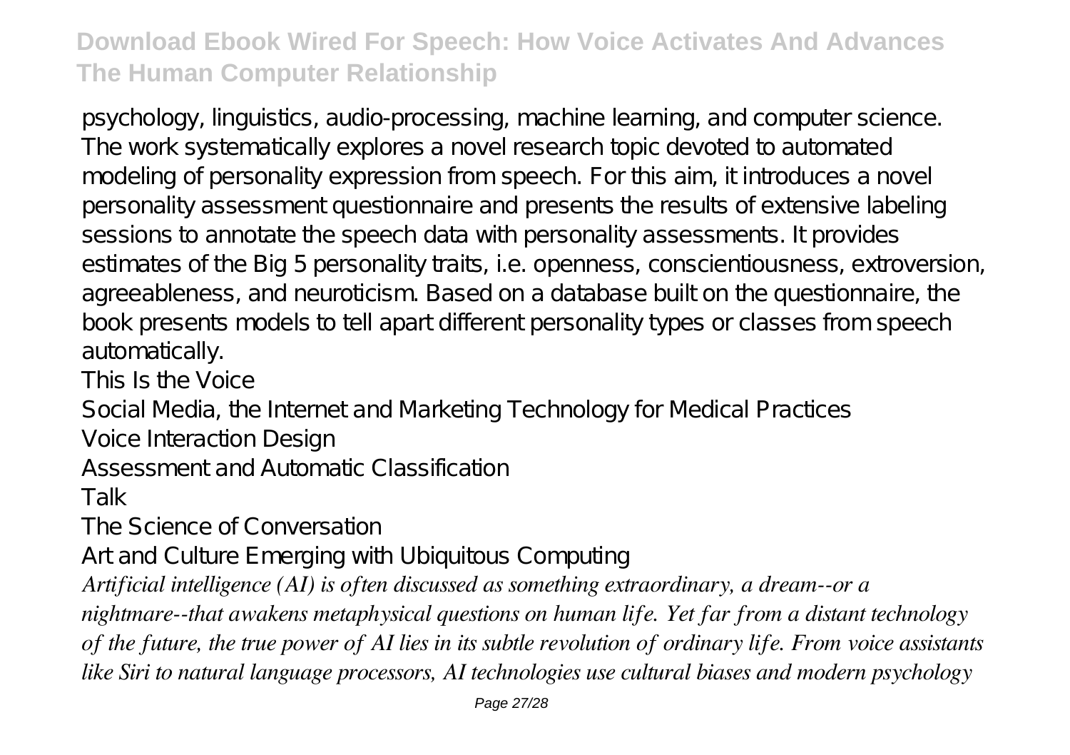psychology, linguistics, audio-processing, machine learning, and computer science. The work systematically explores a novel research topic devoted to automated modeling of personality expression from speech. For this aim, it introduces a novel personality assessment questionnaire and presents the results of extensive labeling sessions to annotate the speech data with personality assessments. It provides estimates of the Big 5 personality traits, i.e. openness, conscientiousness, extroversion, agreeableness, and neuroticism. Based on a database built on the questionnaire, the book presents models to tell apart different personality types or classes from speech automatically.

This Is the Voice

Social Media, the Internet and Marketing Technology for Medical Practices

Voice Interaction Design

Assessment and Automatic Classification

Talk

The Science of Conversation

Art and Culture Emerging with Ubiquitous Computing

*Artificial intelligence (AI) is often discussed as something extraordinary, a dream--or a nightmare--that awakens metaphysical questions on human life. Yet far from a distant technology of the future, the true power of AI lies in its subtle revolution of ordinary life. From voice assistants like Siri to natural language processors, AI technologies use cultural biases and modern psychology*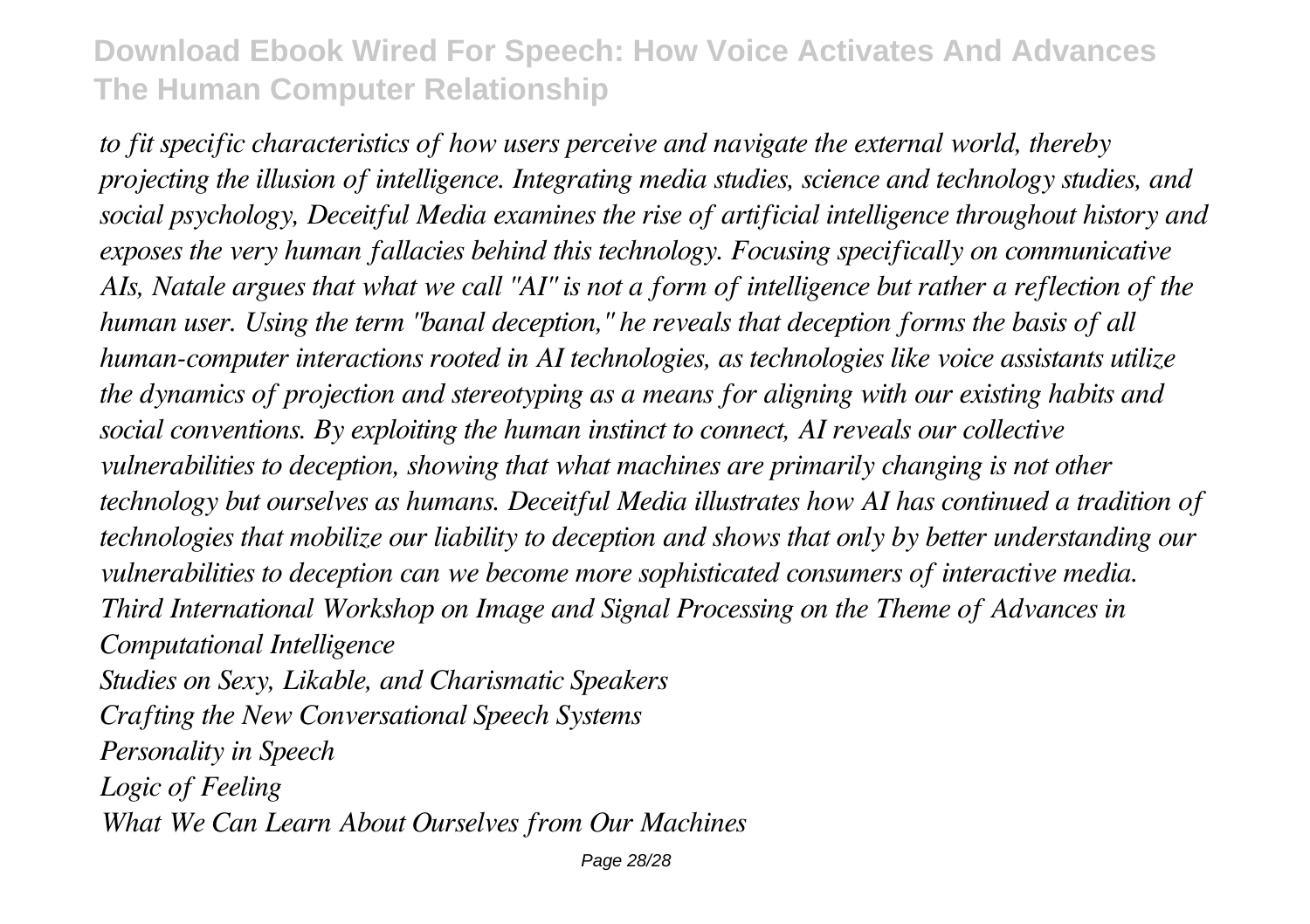*to fit specific characteristics of how users perceive and navigate the external world, thereby projecting the illusion of intelligence. Integrating media studies, science and technology studies, and social psychology, Deceitful Media examines the rise of artificial intelligence throughout history and exposes the very human fallacies behind this technology. Focusing specifically on communicative AIs, Natale argues that what we call "AI" is not a form of intelligence but rather a reflection of the human user. Using the term "banal deception," he reveals that deception forms the basis of all human-computer interactions rooted in AI technologies, as technologies like voice assistants utilize the dynamics of projection and stereotyping as a means for aligning with our existing habits and social conventions. By exploiting the human instinct to connect, AI reveals our collective vulnerabilities to deception, showing that what machines are primarily changing is not other technology but ourselves as humans. Deceitful Media illustrates how AI has continued a tradition of technologies that mobilize our liability to deception and shows that only by better understanding our vulnerabilities to deception can we become more sophisticated consumers of interactive media.*

*Third International Workshop on Image and Signal Processing on the Theme of Advances in Computational Intelligence*

*Studies on Sexy, Likable, and Charismatic Speakers*

*Crafting the New Conversational Speech Systems*

*Personality in Speech*

*Logic of Feeling*

*What We Can Learn About Ourselves from Our Machines*